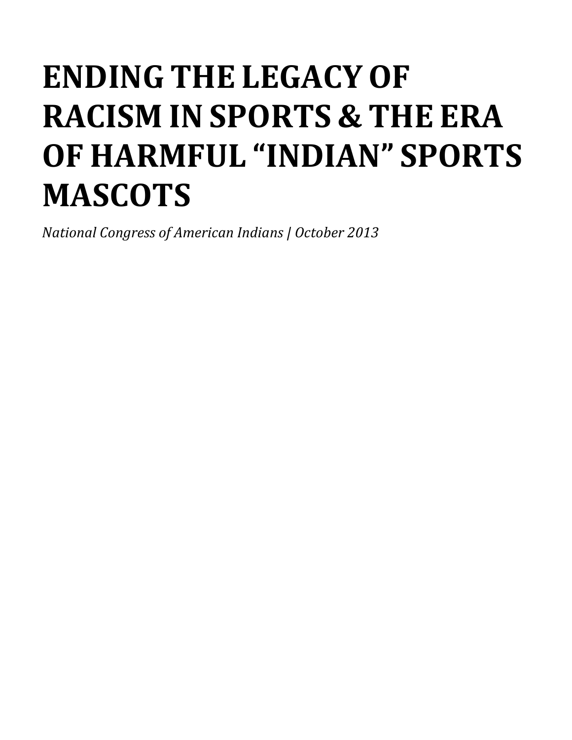# ENDING THE LEGACY OF RACISM IN SPORTS & THE ERA OF HARMFUL "INDIAN" SPORTS MASCOTS

*National Congress of American Indians | October 2013*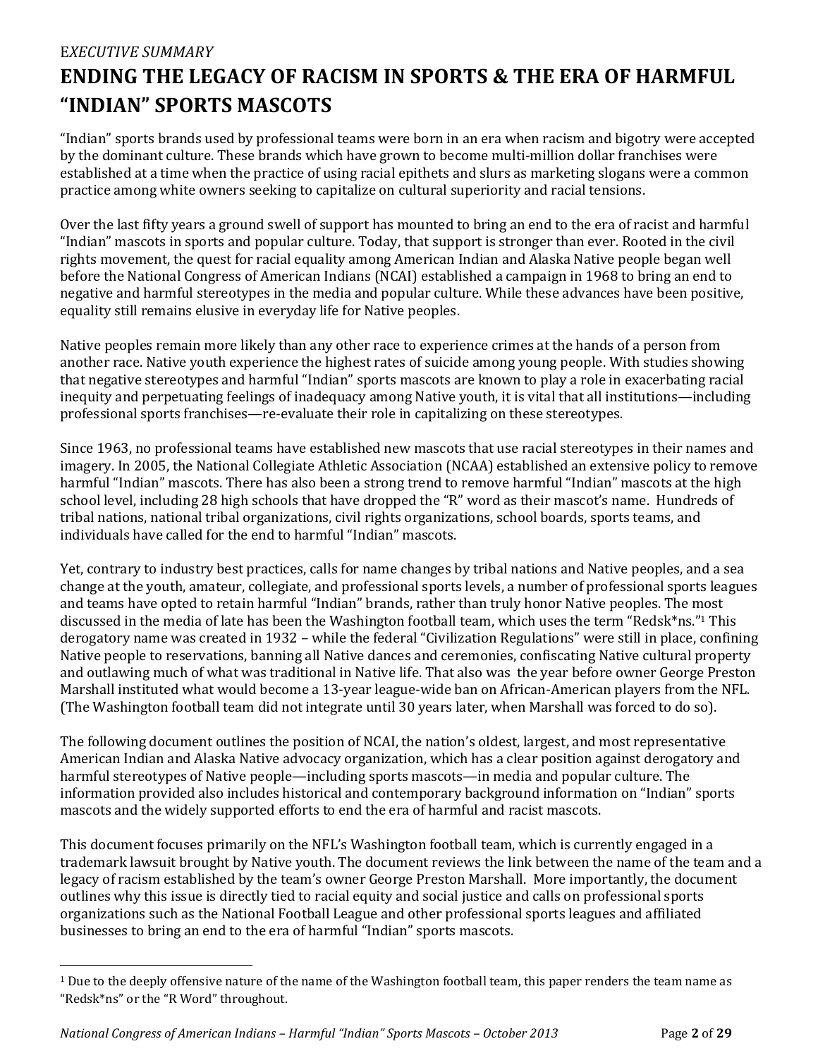*EXECUTIVE SUMMARY*

# ENDING THE LEGACY OF RACISM IN SPORTS & THE ERA OF HARMFUL "INDIAN" SPORTS MASCOTS

"Indian" sports brands used by professional teams were born in an era when racism and bigotry were accepted by the dominant culture. These brands which have grown to become multi-million dollar franchises were established at a time when the practice of using racial epithets and slurs as marketing slogans were a common practice among white owners seeking to capitalize on cultural superiority and racial tensions.

Over the last fifty years a ground swell of support has mounted to bring an end to the era of racist and harmful "Indian" mascots in sports and popular culture. Today, that support is stronger than ever. Rooted in the civil rights movement, the quest for racial equality among American Indian and Alaska Native people began well before the National Congress of American Indians (NCAI) established a campaign in 1968 to bring an end to negative and harmful stereotypes in the media and popular culture. While these advances have been positive, equality still remains elusive in everyday life for Native peoples.

Native peoples remain more likely than any other race to experience crimes at the hands of a person from another race. Native youth experience the highest rates of suicide among young people. With studies showing that negative stereotypes and harmful "Indian" sports mascots are known to play a role in exacerbating racial inequity and perpetuating feelings of inadequacy among Native youth, it is vital that all institutions—including professional sports franchises—re-evaluate their role in capitalizing on these stereotypes.

Since 1963, no professional teams have established new mascots that use racial stereotypes in their names and imagery. In 2005, the National Collegiate Athletic Association (NCAA) established an extensive policy to remove harmful "Indian" mascots. There has also been a strong trend to remove harmful "Indian" mascots at the high school level, including 28 high schools that have dropped the "R" word as their mascot's name. Hundreds of tribal nations, national tribal organizations, civil rights organizations, school boards, sports teams, and individuals have called for the end to harmful "Indian" mascots.

Yet, contrary to industry best practices, calls for name changes by tribal nations and Native peoples, and a sea change at the youth, amateur, collegiate, and professional sports levels, a number of professional sports leagues and teams have opted to retain harmful "Indian" brands, rather than truly honor Native peoples. The most discussed in the media of late has been the Washington football team, which uses the term "Redsk*ns."[1] This derogatory name was created in 1932 – while the federal "Civilization Regulations" were still in place, confining Native people to reservations, banning all Native dances and ceremonies, confiscating Native cultural property and outlawing much of what was traditional in Native life. That also was the year before owner George Preston Marshall instituted what would become a 13-year league-wide ban on African-American players from the NFL. (The Washington football team did not integrate until 30 years later, when Marshall was forced to do so).

The following document outlines the position of NCAI, the nation's oldest, largest, and most representative American Indian and Alaska Native advocacy organization, which has a clear position against derogatory and harmful stereotypes of Native people—including sports mascots—in media and popular culture. The information provided also includes historical and contemporary background information on "Indian" sports mascots and the widely supported efforts to end the era of harmful and racist mascots.

This document focuses primarily on the NFL's Washington football team, which is currently engaged in a trademark lawsuit brought by Native youth. The document reviews the link between the name of the team and a legacy of racism established by the team's owner George Preston Marshall. More importantly, the document outlines why this issue is directly tied to racial equity and social justice and calls on professional sports organizations such as the National Football League and other professional sports leagues and affiliated businesses to bring an end to the era of harmful "Indian" sports mascots.

---

[1] Due to the deeply offensive nature of the name of the Washington football team, this paper renders the team name as "Redsk*ns" or the "R Word" throughout.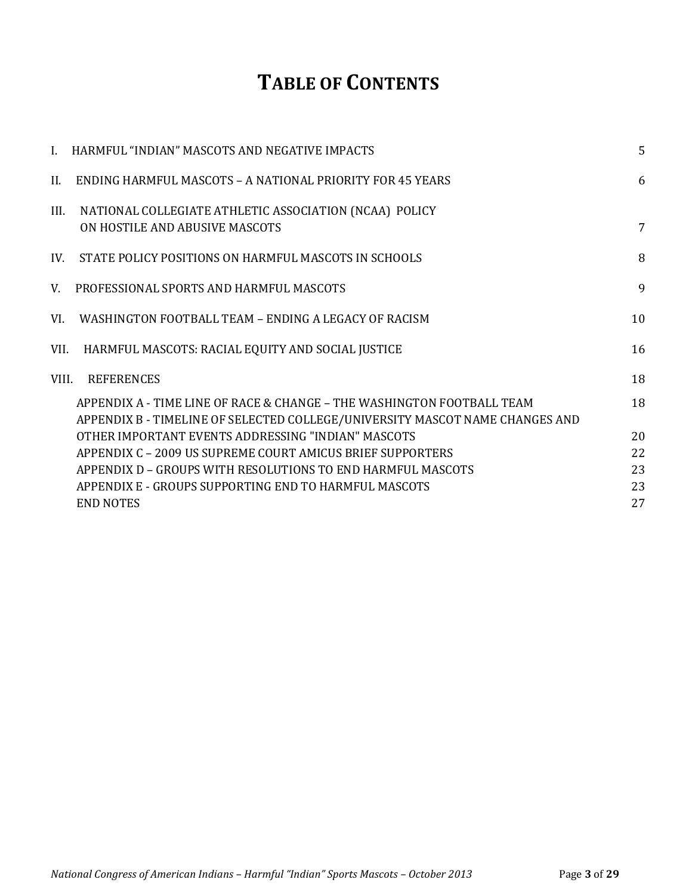# TABLE OF CONTENTS

| | |
|---|---|
| I. HARMFUL "INDIAN" MASCOTS AND NEGATIVE IMPACTS | 5 |
| II. ENDING HARMFUL MASCOTS – A NATIONAL PRIORITY FOR 45 YEARS | 6 |
| III. NATIONAL COLLEGIATE ATHLETIC ASSOCIATION (NCAA) POLICY ON HOSTILE AND ABUSIVE MASCOTS | 7 |
| IV. STATE POLICY POSITIONS ON HARMFUL MASCOTS IN SCHOOLS | 8 |
| V. PROFESSIONAL SPORTS AND HARMFUL MASCOTS | 9 |
| VI. WASHINGTON FOOTBALL TEAM – ENDING A LEGACY OF RACISM | 10 |
| VII. HARMFUL MASCOTS: RACIAL EQUITY AND SOCIAL JUSTICE | 16 |
| VIII. REFERENCES | 18 |
| APPENDIX A - TIME LINE OF RACE & CHANGE – THE WASHINGTON FOOTBALL TEAM | 18 |
| APPENDIX B - TIMELINE OF SELECTED COLLEGE/UNIVERSITY MASCOT NAME CHANGES AND OTHER IMPORTANT EVENTS ADDRESSING "INDIAN" MASCOTS | 20 |
| APPENDIX C – 2009 US SUPREME COURT AMICUS BRIEF SUPPORTERS | 22 |
| APPENDIX D – GROUPS WITH RESOLUTIONS TO END HARMFUL MASCOTS | 23 |
| APPENDIX E - GROUPS SUPPORTING END TO HARMFUL MASCOTS | 23 |
| END NOTES | 27 |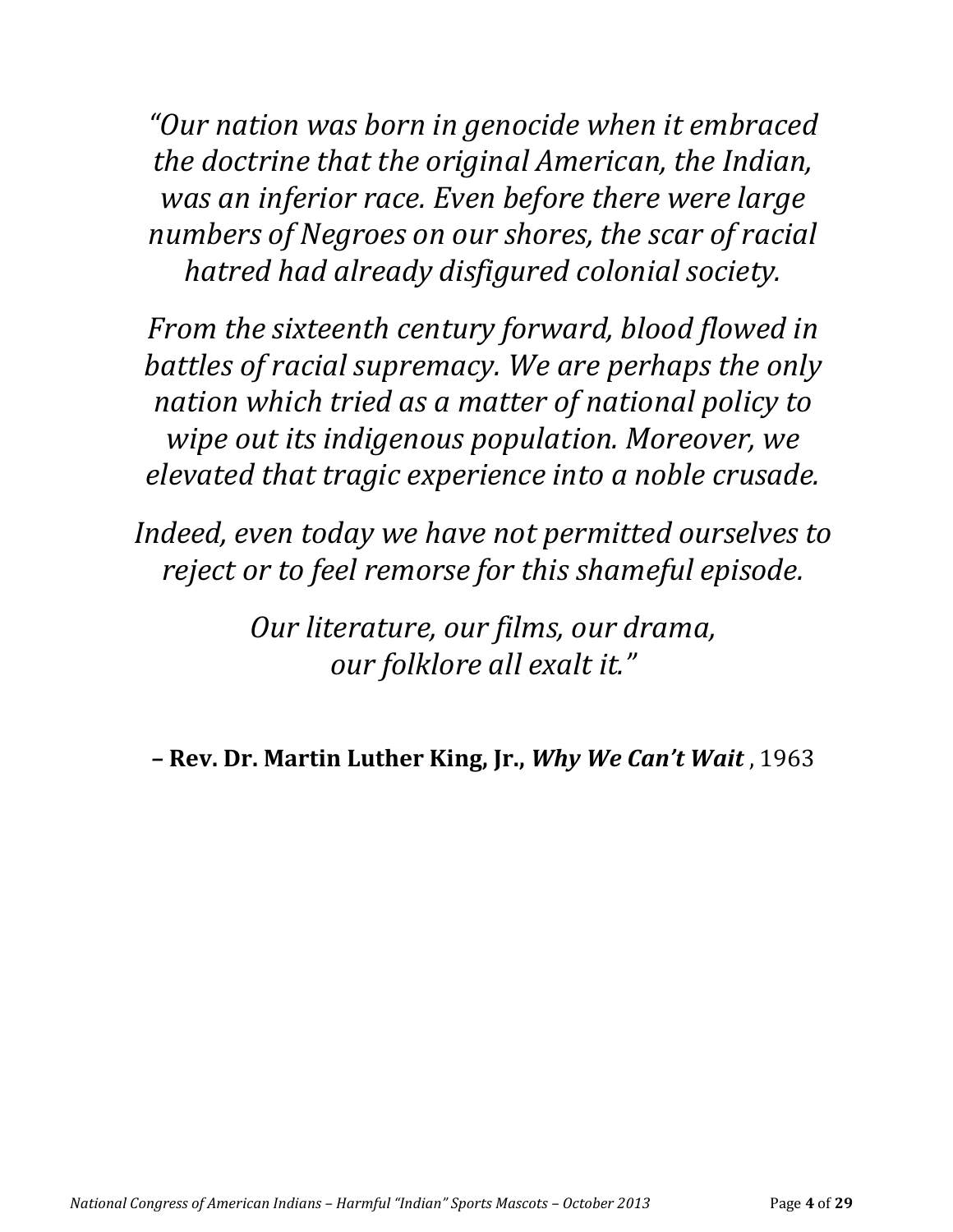*"Our nation was born in genocide when it embraced the doctrine that the original American, the Indian, was an inferior race. Even before there were large numbers of Negroes on our shores, the scar of racial hatred had already disfigured colonial society.*

*From the sixteenth century forward, blood flowed in battles of racial supremacy. We are perhaps the only nation which tried as a matter of national policy to wipe out its indigenous population. Moreover, we elevated that tragic experience into a noble crusade.*

*Indeed, even today we have not permitted ourselves to reject or to feel remorse for this shameful episode.*

*Our literature, our films, our drama, our folklore all exalt it."*

**– Rev. Dr. Martin Luther King, Jr., *Why We Can't Wait***, 1963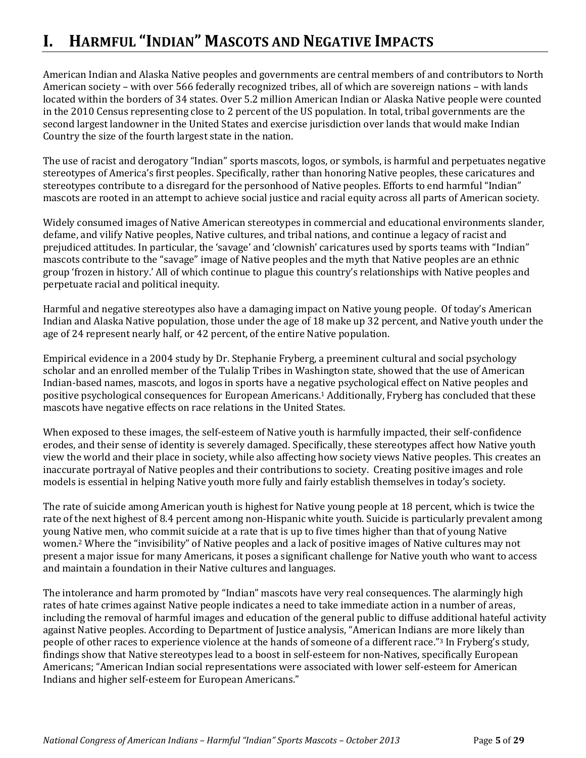# I. HARMFUL "INDIAN" MASCOTS AND NEGATIVE IMPACTS

American Indian and Alaska Native peoples and governments are central members of and contributors to North American society – with over 566 federally recognized tribes, all of which are sovereign nations – with lands located within the borders of 34 states. Over 5.2 million American Indian or Alaska Native people were counted in the 2010 Census representing close to 2 percent of the US population. In total, tribal governments are the second largest landowner in the United States and exercise jurisdiction over lands that would make Indian Country the size of the fourth largest state in the nation.

The use of racist and derogatory "Indian" sports mascots, logos, or symbols, is harmful and perpetuates negative stereotypes of America's first peoples. Specifically, rather than honoring Native peoples, these caricatures and stereotypes contribute to a disregard for the personhood of Native peoples. Efforts to end harmful "Indian" mascots are rooted in an attempt to achieve social justice and racial equity across all parts of American society.

Widely consumed images of Native American stereotypes in commercial and educational environments slander, defame, and vilify Native peoples, Native cultures, and tribal nations, and continue a legacy of racist and prejudiced attitudes. In particular, the 'savage' and 'clownish' caricatures used by sports teams with "Indian" mascots contribute to the "savage" image of Native peoples and the myth that Native peoples are an ethnic group 'frozen in history.' All of which continue to plague this country's relationships with Native peoples and perpetuate racial and political inequity.

Harmful and negative stereotypes also have a damaging impact on Native young people. Of today's American Indian and Alaska Native population, those under the age of 18 make up 32 percent, and Native youth under the age of 24 represent nearly half, or 42 percent, of the entire Native population.

Empirical evidence in a 2004 study by Dr. Stephanie Fryberg, a preeminent cultural and social psychology scholar and an enrolled member of the Tulalip Tribes in Washington state, showed that the use of American Indian-based names, mascots, and logos in sports have a negative psychological effect on Native peoples and positive psychological consequences for European Americans.[1] Additionally, Fryberg has concluded that these mascots have negative effects on race relations in the United States.

When exposed to these images, the self-esteem of Native youth is harmfully impacted, their self-confidence erodes, and their sense of identity is severely damaged. Specifically, these stereotypes affect how Native youth view the world and their place in society, while also affecting how society views Native peoples. This creates an inaccurate portrayal of Native peoples and their contributions to society. Creating positive images and role models is essential in helping Native youth more fully and fairly establish themselves in today's society.

The rate of suicide among American youth is highest for Native young people at 18 percent, which is twice the rate of the next highest of 8.4 percent among non-Hispanic white youth. Suicide is particularly prevalent among young Native men, who commit suicide at a rate that is up to five times higher than that of young Native women.[2] Where the "invisibility" of Native peoples and a lack of positive images of Native cultures may not present a major issue for many Americans, it poses a significant challenge for Native youth who want to access and maintain a foundation in their Native cultures and languages.

The intolerance and harm promoted by "Indian" mascots have very real consequences. The alarmingly high rates of hate crimes against Native people indicates a need to take immediate action in a number of areas, including the removal of harmful images and education of the general public to diffuse additional hateful activity against Native peoples. According to Department of Justice analysis, "American Indians are more likely than people of other races to experience violence at the hands of someone of a different race."[3] In Fryberg's study, findings show that Native stereotypes lead to a boost in self-esteem for non-Natives, specifically European Americans; "American Indian social representations were associated with lower self-esteem for American Indians and higher self-esteem for European Americans."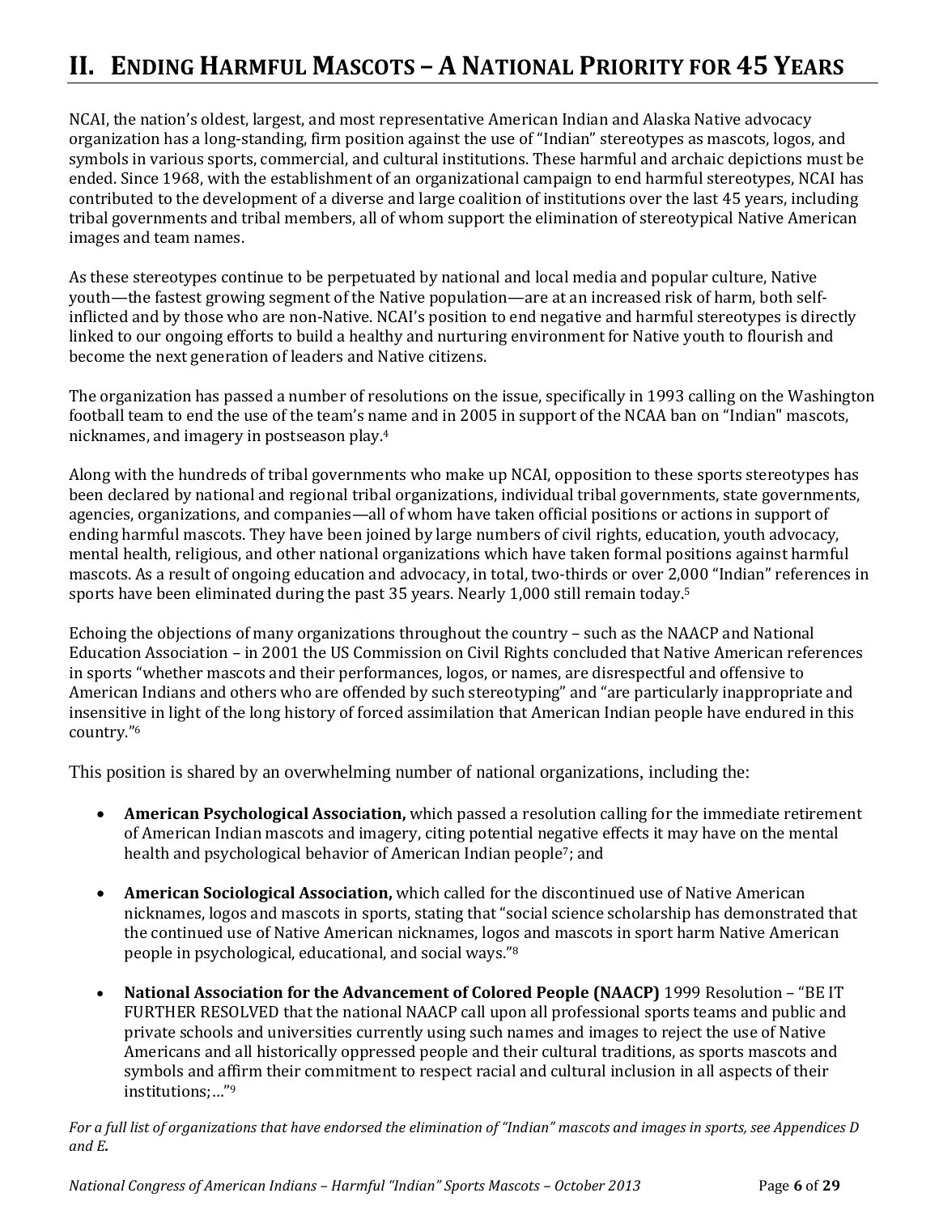## II. Ending Harmful Mascots – A National Priority for 45 Years

NCAI, the nation's oldest, largest, and most representative American Indian and Alaska Native advocacy organization has a long-standing, firm position against the use of "Indian" stereotypes as mascots, logos, and symbols in various sports, commercial, and cultural institutions. These harmful and archaic depictions must be ended. Since 1968, with the establishment of an organizational campaign to end harmful stereotypes, NCAI has contributed to the development of a diverse and large coalition of institutions over the last 45 years, including tribal governments and tribal members, all of whom support the elimination of stereotypical Native American images and team names.

As these stereotypes continue to be perpetuated by national and local media and popular culture, Native youth—the fastest growing segment of the Native population—are at an increased risk of harm, both self-inflicted and by those who are non-Native. NCAI's position to end negative and harmful stereotypes is directly linked to our ongoing efforts to build a healthy and nurturing environment for Native youth to flourish and become the next generation of leaders and Native citizens.

The organization has passed a number of resolutions on the issue, specifically in 1993 calling on the Washington football team to end the use of the team's name and in 2005 in support of the NCAA ban on "Indian" mascots, nicknames, and imagery in postseason play.[4]

Along with the hundreds of tribal governments who make up NCAI, opposition to these sports stereotypes has been declared by national and regional tribal organizations, individual tribal governments, state governments, agencies, organizations, and companies—all of whom have taken official positions or actions in support of ending harmful mascots. They have been joined by large numbers of civil rights, education, youth advocacy, mental health, religious, and other national organizations which have taken formal positions against harmful mascots. As a result of ongoing education and advocacy, in total, two-thirds or over 2,000 "Indian" references in sports have been eliminated during the past 35 years. Nearly 1,000 still remain today.[5]

Echoing the objections of many organizations throughout the country – such as the NAACP and National Education Association – in 2001 the US Commission on Civil Rights concluded that Native American references in sports "whether mascots and their performances, logos, or names, are disrespectful and offensive to American Indians and others who are offended by such stereotyping" and "are particularly inappropriate and insensitive in light of the long history of forced assimilation that American Indian people have endured in this country."[6]

This position is shared by an overwhelming number of national organizations, including the:

- **American Psychological Association,** which passed a resolution calling for the immediate retirement of American Indian mascots and imagery, citing potential negative effects it may have on the mental health and psychological behavior of American Indian people[7]; and
- **American Sociological Association,** which called for the discontinued use of Native American nicknames, logos and mascots in sports, stating that "social science scholarship has demonstrated that the continued use of Native American nicknames, logos and mascots in sport harm Native American people in psychological, educational, and social ways."[8]
- **National Association for the Advancement of Colored People (NAACP)** 1999 Resolution – "BE IT FURTHER RESOLVED that the national NAACP call upon all professional sports teams and public and private schools and universities currently using such names and images to reject the use of Native Americans and all historically oppressed people and their cultural traditions, as sports mascots and symbols and affirm their commitment to respect racial and cultural inclusion in all aspects of their institutions;…"[9]

*For a full list of organizations that have endorsed the elimination of "Indian" mascots and images in sports, see Appendices D and E.*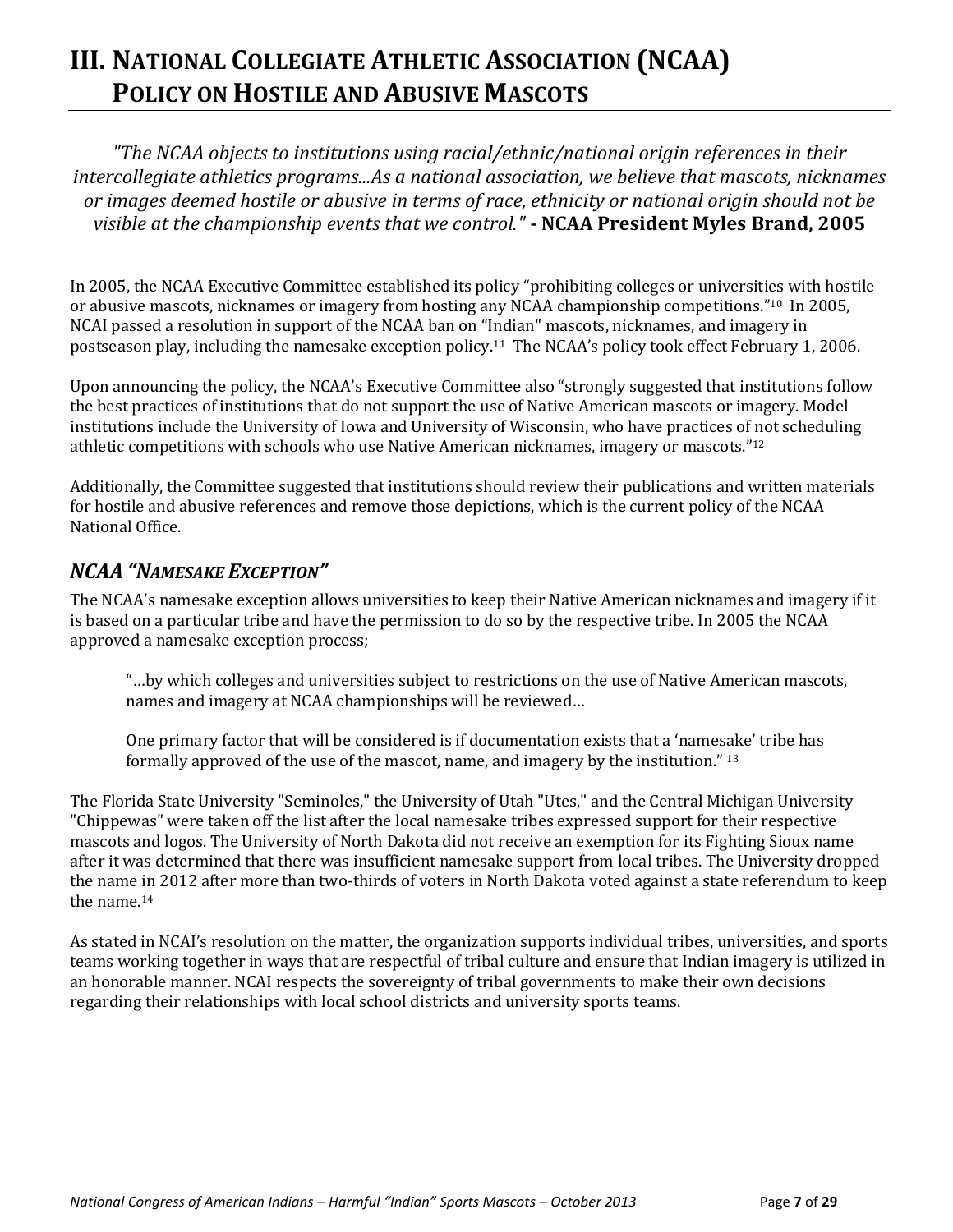# III. National Collegiate Athletic Association (NCAA) Policy on Hostile and Abusive Mascots

*"The NCAA objects to institutions using racial/ethnic/national origin references in their intercollegiate athletics programs...As a national association, we believe that mascots, nicknames or images deemed hostile or abusive in terms of race, ethnicity or national origin should not be visible at the championship events that we control."* **- NCAA President Myles Brand, 2005**

In 2005, the NCAA Executive Committee established its policy "prohibiting colleges or universities with hostile or abusive mascots, nicknames or imagery from hosting any NCAA championship competitions."[10] In 2005, NCAI passed a resolution in support of the NCAA ban on "Indian" mascots, nicknames, and imagery in postseason play, including the namesake exception policy.[11] The NCAA's policy took effect February 1, 2006.

Upon announcing the policy, the NCAA's Executive Committee also "strongly suggested that institutions follow the best practices of institutions that do not support the use of Native American mascots or imagery. Model institutions include the University of Iowa and University of Wisconsin, who have practices of not scheduling athletic competitions with schools who use Native American nicknames, imagery or mascots."[12]

Additionally, the Committee suggested that institutions should review their publications and written materials for hostile and abusive references and remove those depictions, which is the current policy of the NCAA National Office.

## *NCAA "Namesake Exception"*

The NCAA's namesake exception allows universities to keep their Native American nicknames and imagery if it is based on a particular tribe and have the permission to do so by the respective tribe. In 2005 the NCAA approved a namesake exception process;

> "…by which colleges and universities subject to restrictions on the use of Native American mascots, names and imagery at NCAA championships will be reviewed…
>
> One primary factor that will be considered is if documentation exists that a 'namesake' tribe has formally approved of the use of the mascot, name, and imagery by the institution." [13]

The Florida State University "Seminoles," the University of Utah "Utes," and the Central Michigan University "Chippewas" were taken off the list after the local namesake tribes expressed support for their respective mascots and logos. The University of North Dakota did not receive an exemption for its Fighting Sioux name after it was determined that there was insufficient namesake support from local tribes. The University dropped the name in 2012 after more than two-thirds of voters in North Dakota voted against a state referendum to keep the name.[14]

As stated in NCAI's resolution on the matter, the organization supports individual tribes, universities, and sports teams working together in ways that are respectful of tribal culture and ensure that Indian imagery is utilized in an honorable manner. NCAI respects the sovereignty of tribal governments to make their own decisions regarding their relationships with local school districts and university sports teams.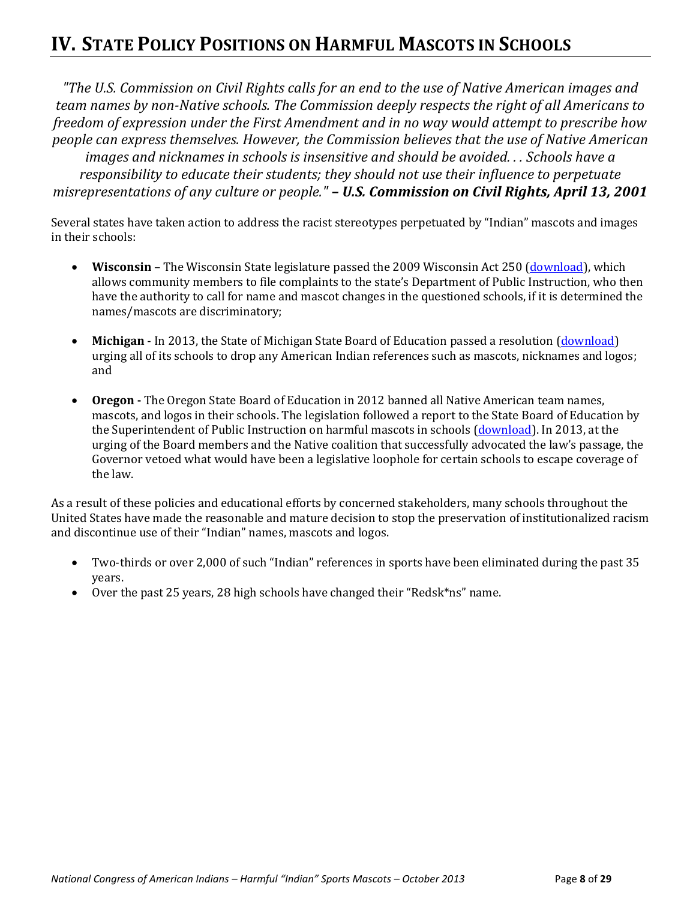# IV. State Policy Positions on Harmful Mascots in Schools

*"The U.S. Commission on Civil Rights calls for an end to the use of Native American images and team names by non-Native schools. The Commission deeply respects the right of all Americans to freedom of expression under the First Amendment and in no way would attempt to prescribe how people can express themselves. However, the Commission believes that the use of Native American images and nicknames in schools is insensitive and should be avoided. . . Schools have a responsibility to educate their students; they should not use their influence to perpetuate misrepresentations of any culture or people."* ***– U.S. Commission on Civil Rights, April 13, 2001***

Several states have taken action to address the racist stereotypes perpetuated by "Indian" mascots and images in their schools:

- **Wisconsin** – The Wisconsin State legislature passed the 2009 Wisconsin Act 250 (download), which allows community members to file complaints to the state's Department of Public Instruction, who then have the authority to call for name and mascot changes in the questioned schools, if it is determined the names/mascots are discriminatory;

- **Michigan** - In 2013, the State of Michigan State Board of Education passed a resolution (download) urging all of its schools to drop any American Indian references such as mascots, nicknames and logos; and

- **Oregon -** The Oregon State Board of Education in 2012 banned all Native American team names, mascots, and logos in their schools. The legislation followed a report to the State Board of Education by the Superintendent of Public Instruction on harmful mascots in schools (download). In 2013, at the urging of the Board members and the Native coalition that successfully advocated the law's passage, the Governor vetoed what would have been a legislative loophole for certain schools to escape coverage of the law.

As a result of these policies and educational efforts by concerned stakeholders, many schools throughout the United States have made the reasonable and mature decision to stop the preservation of institutionalized racism and discontinue use of their "Indian" names, mascots and logos.

- Two-thirds or over 2,000 of such "Indian" references in sports have been eliminated during the past 35 years.
- Over the past 25 years, 28 high schools have changed their "Redsk*ns" name.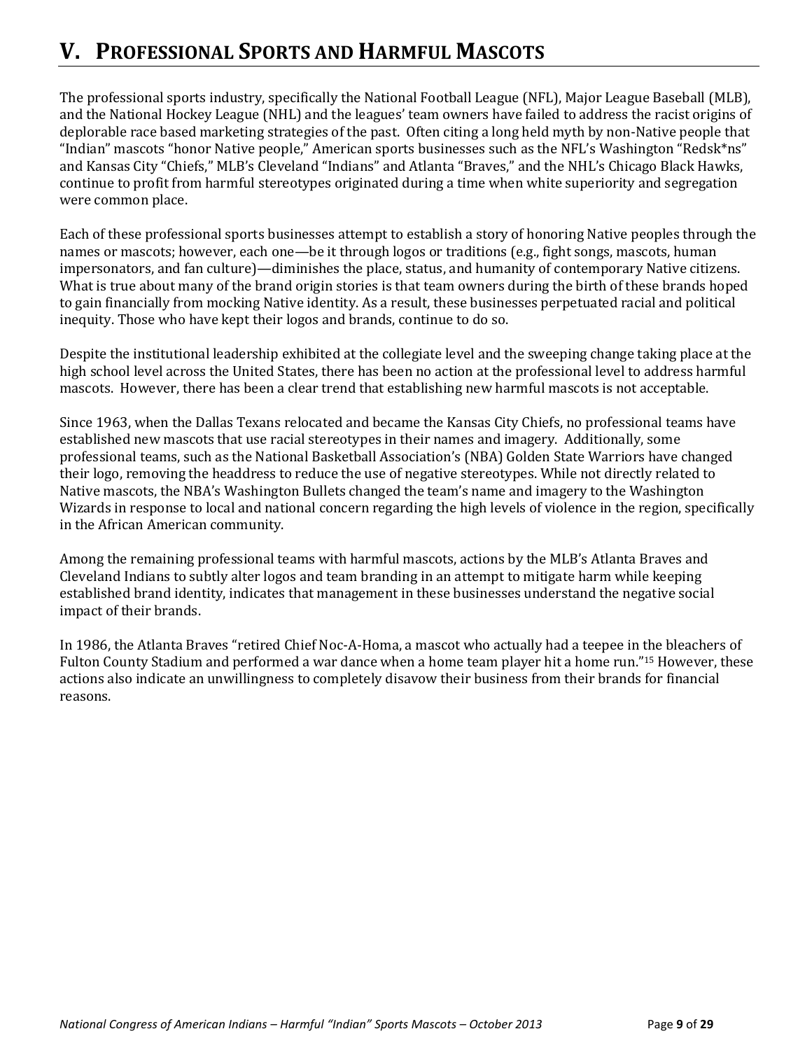# V. Professional Sports and Harmful Mascots

The professional sports industry, specifically the National Football League (NFL), Major League Baseball (MLB), and the National Hockey League (NHL) and the leagues' team owners have failed to address the racist origins of deplorable race based marketing strategies of the past. Often citing a long held myth by non-Native people that "Indian" mascots "honor Native people," American sports businesses such as the NFL's Washington "Redsk*ns" and Kansas City "Chiefs," MLB's Cleveland "Indians" and Atlanta "Braves," and the NHL's Chicago Black Hawks, continue to profit from harmful stereotypes originated during a time when white superiority and segregation were common place.

Each of these professional sports businesses attempt to establish a story of honoring Native peoples through the names or mascots; however, each one—be it through logos or traditions (e.g., fight songs, mascots, human impersonators, and fan culture)—diminishes the place, status, and humanity of contemporary Native citizens. What is true about many of the brand origin stories is that team owners during the birth of these brands hoped to gain financially from mocking Native identity. As a result, these businesses perpetuated racial and political inequity. Those who have kept their logos and brands, continue to do so.

Despite the institutional leadership exhibited at the collegiate level and the sweeping change taking place at the high school level across the United States, there has been no action at the professional level to address harmful mascots. However, there has been a clear trend that establishing new harmful mascots is not acceptable.

Since 1963, when the Dallas Texans relocated and became the Kansas City Chiefs, no professional teams have established new mascots that use racial stereotypes in their names and imagery. Additionally, some professional teams, such as the National Basketball Association's (NBA) Golden State Warriors have changed their logo, removing the headdress to reduce the use of negative stereotypes. While not directly related to Native mascots, the NBA's Washington Bullets changed the team's name and imagery to the Washington Wizards in response to local and national concern regarding the high levels of violence in the region, specifically in the African American community.

Among the remaining professional teams with harmful mascots, actions by the MLB's Atlanta Braves and Cleveland Indians to subtly alter logos and team branding in an attempt to mitigate harm while keeping established brand identity, indicates that management in these businesses understand the negative social impact of their brands.

In 1986, the Atlanta Braves "retired Chief Noc-A-Homa, a mascot who actually had a teepee in the bleachers of Fulton County Stadium and performed a war dance when a home team player hit a home run."[15] However, these actions also indicate an unwillingness to completely disavow their business from their brands for financial reasons.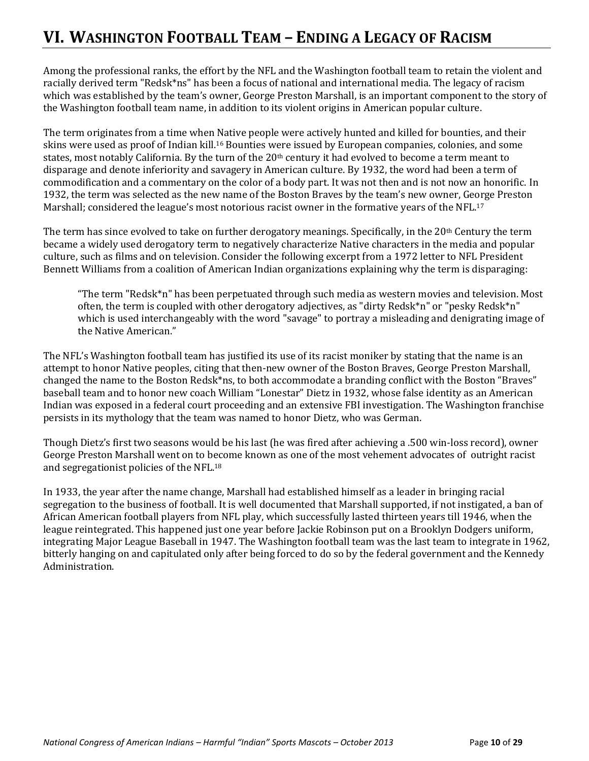# VI. Washington Football Team – Ending a Legacy of Racism

Among the professional ranks, the effort by the NFL and the Washington football team to retain the violent and racially derived term "Redsk*ns" has been a focus of national and international media. The legacy of racism which was established by the team's owner, George Preston Marshall, is an important component to the story of the Washington football team name, in addition to its violent origins in American popular culture.

The term originates from a time when Native people were actively hunted and killed for bounties, and their skins were used as proof of Indian kill.[16] Bounties were issued by European companies, colonies, and some states, most notably California. By the turn of the 20th century it had evolved to become a term meant to disparage and denote inferiority and savagery in American culture. By 1932, the word had been a term of commodification and a commentary on the color of a body part. It was not then and is not now an honorific. In 1932, the term was selected as the new name of the Boston Braves by the team's new owner, George Preston Marshall; considered the league's most notorious racist owner in the formative years of the NFL.[17]

The term has since evolved to take on further derogatory meanings. Specifically, in the 20th Century the term became a widely used derogatory term to negatively characterize Native characters in the media and popular culture, such as films and on television. Consider the following excerpt from a 1972 letter to NFL President Bennett Williams from a coalition of American Indian organizations explaining why the term is disparaging:

> "The term "Redsk*n" has been perpetuated through such media as western movies and television. Most often, the term is coupled with other derogatory adjectives, as "dirty Redsk*n" or "pesky Redsk*n" which is used interchangeably with the word "savage" to portray a misleading and denigrating image of the Native American."

The NFL's Washington football team has justified its use of its racist moniker by stating that the name is an attempt to honor Native peoples, citing that then-new owner of the Boston Braves, George Preston Marshall, changed the name to the Boston Redsk*ns, to both accommodate a branding conflict with the Boston "Braves" baseball team and to honor new coach William "Lonestar" Dietz in 1932, whose false identity as an American Indian was exposed in a federal court proceeding and an extensive FBI investigation. The Washington franchise persists in its mythology that the team was named to honor Dietz, who was German.

Though Dietz's first two seasons would be his last (he was fired after achieving a .500 win-loss record), owner George Preston Marshall went on to become known as one of the most vehement advocates of outright racist and segregationist policies of the NFL.[18]

In 1933, the year after the name change, Marshall had established himself as a leader in bringing racial segregation to the business of football. It is well documented that Marshall supported, if not instigated, a ban of African American football players from NFL play, which successfully lasted thirteen years till 1946, when the league reintegrated. This happened just one year before Jackie Robinson put on a Brooklyn Dodgers uniform, integrating Major League Baseball in 1947. The Washington football team was the last team to integrate in 1962, bitterly hanging on and capitulated only after being forced to do so by the federal government and the Kennedy Administration.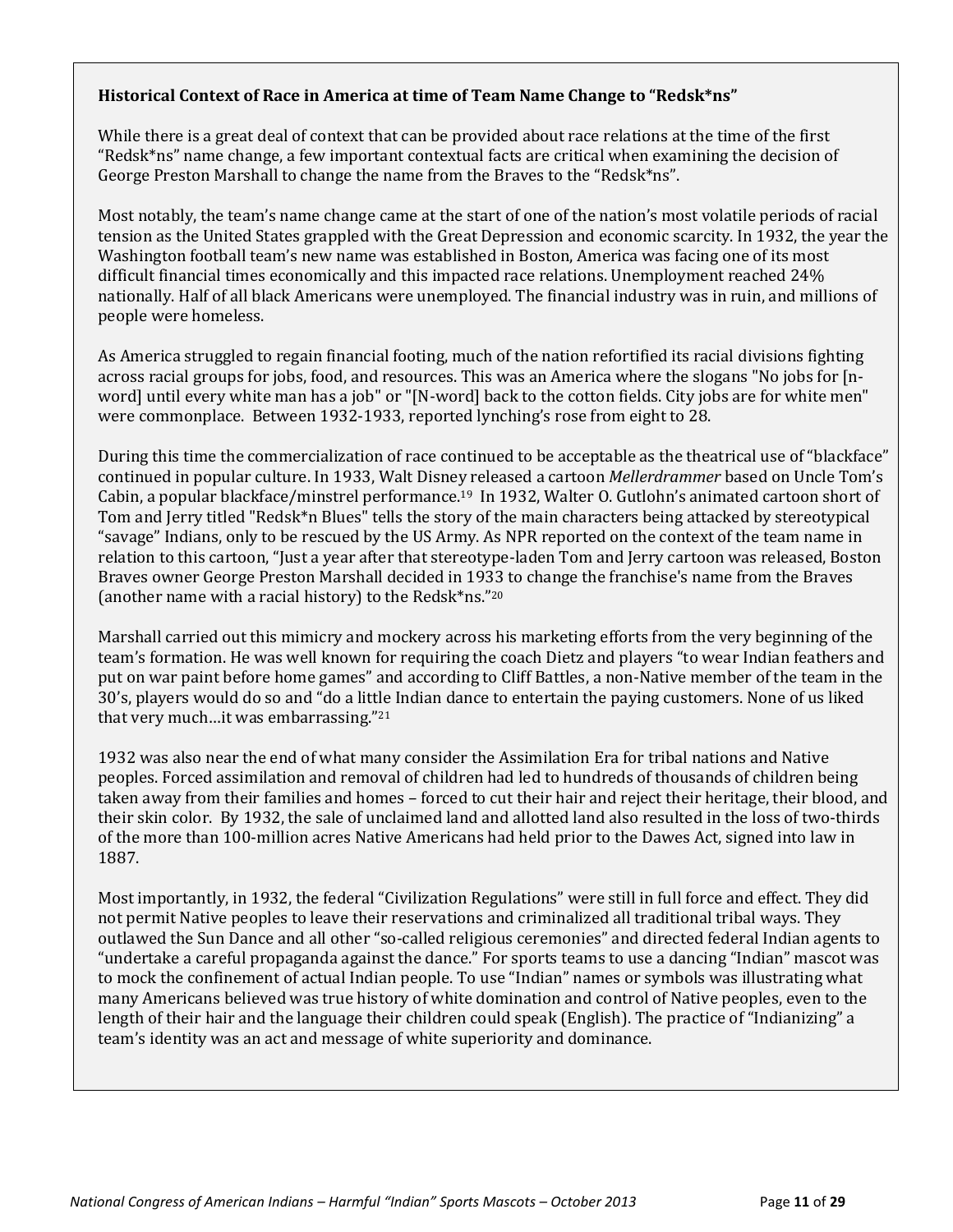**Historical Context of Race in America at time of Team Name Change to "Redsk*ns"**

While there is a great deal of context that can be provided about race relations at the time of the first "Redsk*ns" name change, a few important contextual facts are critical when examining the decision of George Preston Marshall to change the name from the Braves to the "Redsk*ns".

Most notably, the team's name change came at the start of one of the nation's most volatile periods of racial tension as the United States grappled with the Great Depression and economic scarcity. In 1932, the year the Washington football team's new name was established in Boston, America was facing one of its most difficult financial times economically and this impacted race relations. Unemployment reached 24% nationally. Half of all black Americans were unemployed. The financial industry was in ruin, and millions of people were homeless.

As America struggled to regain financial footing, much of the nation refortified its racial divisions fighting across racial groups for jobs, food, and resources. This was an America where the slogans "No jobs for [n-word] until every white man has a job" or "[N-word] back to the cotton fields. City jobs are for white men" were commonplace. Between 1932-1933, reported lynching's rose from eight to 28.

During this time the commercialization of race continued to be acceptable as the theatrical use of "blackface" continued in popular culture. In 1933, Walt Disney released a cartoon *Mellerdrammer* based on Uncle Tom's Cabin, a popular blackface/minstrel performance.[19] In 1932, Walter O. Gutlohn's animated cartoon short of Tom and Jerry titled "Redsk*n Blues" tells the story of the main characters being attacked by stereotypical "savage" Indians, only to be rescued by the US Army. As NPR reported on the context of the team name in relation to this cartoon, "Just a year after that stereotype-laden Tom and Jerry cartoon was released, Boston Braves owner George Preston Marshall decided in 1933 to change the franchise's name from the Braves (another name with a racial history) to the Redsk*ns."[20]

Marshall carried out this mimicry and mockery across his marketing efforts from the very beginning of the team's formation. He was well known for requiring the coach Dietz and players "to wear Indian feathers and put on war paint before home games" and according to Cliff Battles, a non-Native member of the team in the 30's, players would do so and "do a little Indian dance to entertain the paying customers. None of us liked that very much…it was embarrassing."[21]

1932 was also near the end of what many consider the Assimilation Era for tribal nations and Native peoples. Forced assimilation and removal of children had led to hundreds of thousands of children being taken away from their families and homes – forced to cut their hair and reject their heritage, their blood, and their skin color. By 1932, the sale of unclaimed land and allotted land also resulted in the loss of two-thirds of the more than 100-million acres Native Americans had held prior to the Dawes Act, signed into law in 1887.

Most importantly, in 1932, the federal "Civilization Regulations" were still in full force and effect. They did not permit Native peoples to leave their reservations and criminalized all traditional tribal ways. They outlawed the Sun Dance and all other "so-called religious ceremonies" and directed federal Indian agents to "undertake a careful propaganda against the dance." For sports teams to use a dancing "Indian" mascot was to mock the confinement of actual Indian people. To use "Indian" names or symbols was illustrating what many Americans believed was true history of white domination and control of Native peoples, even to the length of their hair and the language their children could speak (English). The practice of "Indianizing" a team's identity was an act and message of white superiority and dominance.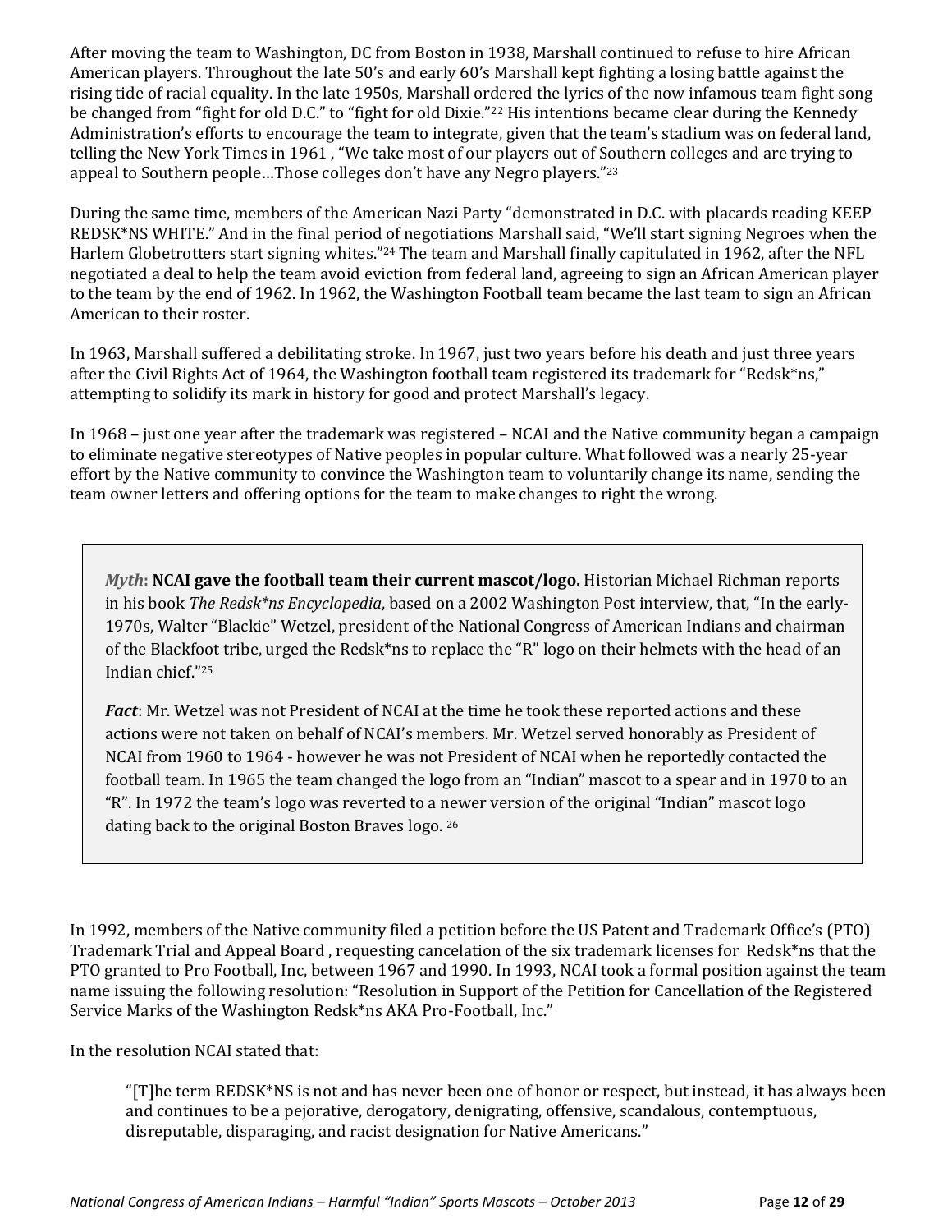After moving the team to Washington, DC from Boston in 1938, Marshall continued to refuse to hire African American players. Throughout the late 50's and early 60's Marshall kept fighting a losing battle against the rising tide of racial equality. In the late 1950s, Marshall ordered the lyrics of the now infamous team fight song be changed from "fight for old D.C." to "fight for old Dixie."[22] His intentions became clear during the Kennedy Administration's efforts to encourage the team to integrate, given that the team's stadium was on federal land, telling the New York Times in 1961 , "We take most of our players out of Southern colleges and are trying to appeal to Southern people…Those colleges don't have any Negro players."[23]

During the same time, members of the American Nazi Party "demonstrated in D.C. with placards reading KEEP REDSK*NS WHITE." And in the final period of negotiations Marshall said, "We'll start signing Negroes when the Harlem Globetrotters start signing whites."[24] The team and Marshall finally capitulated in 1962, after the NFL negotiated a deal to help the team avoid eviction from federal land, agreeing to sign an African American player to the team by the end of 1962. In 1962, the Washington Football team became the last team to sign an African American to their roster.

In 1963, Marshall suffered a debilitating stroke. In 1967, just two years before his death and just three years after the Civil Rights Act of 1964, the Washington football team registered its trademark for "Redsk*ns," attempting to solidify its mark in history for good and protect Marshall's legacy.

In 1968 – just one year after the trademark was registered – NCAI and the Native community began a campaign to eliminate negative stereotypes of Native peoples in popular culture. What followed was a nearly 25-year effort by the Native community to convince the Washington team to voluntarily change its name, sending the team owner letters and offering options for the team to make changes to right the wrong.

> ***Myth*: NCAI gave the football team their current mascot/logo.** Historian Michael Richman reports in his book *The Redsk*ns Encyclopedia*, based on a 2002 Washington Post interview, that, "In the early-1970s, Walter "Blackie" Wetzel, president of the National Congress of American Indians and chairman of the Blackfoot tribe, urged the Redsk*ns to replace the "R" logo on their helmets with the head of an Indian chief."[25]
>
> ***Fact***: Mr. Wetzel was not President of NCAI at the time he took these reported actions and these actions were not taken on behalf of NCAI's members. Mr. Wetzel served honorably as President of NCAI from 1960 to 1964 - however he was not President of NCAI when he reportedly contacted the football team. In 1965 the team changed the logo from an "Indian" mascot to a spear and in 1970 to an "R". In 1972 the team's logo was reverted to a newer version of the original "Indian" mascot logo dating back to the original Boston Braves logo. [26]

In 1992, members of the Native community filed a petition before the US Patent and Trademark Office's (PTO) Trademark Trial and Appeal Board , requesting cancelation of the six trademark licenses for Redsk*ns that the PTO granted to Pro Football, Inc, between 1967 and 1990. In 1993, NCAI took a formal position against the team name issuing the following resolution: "Resolution in Support of the Petition for Cancellation of the Registered Service Marks of the Washington Redsk*ns AKA Pro-Football, Inc."

In the resolution NCAI stated that:

> "[T]he term REDSK*NS is not and has never been one of honor or respect, but instead, it has always been and continues to be a pejorative, derogatory, denigrating, offensive, scandalous, contemptuous, disreputable, disparaging, and racist designation for Native Americans."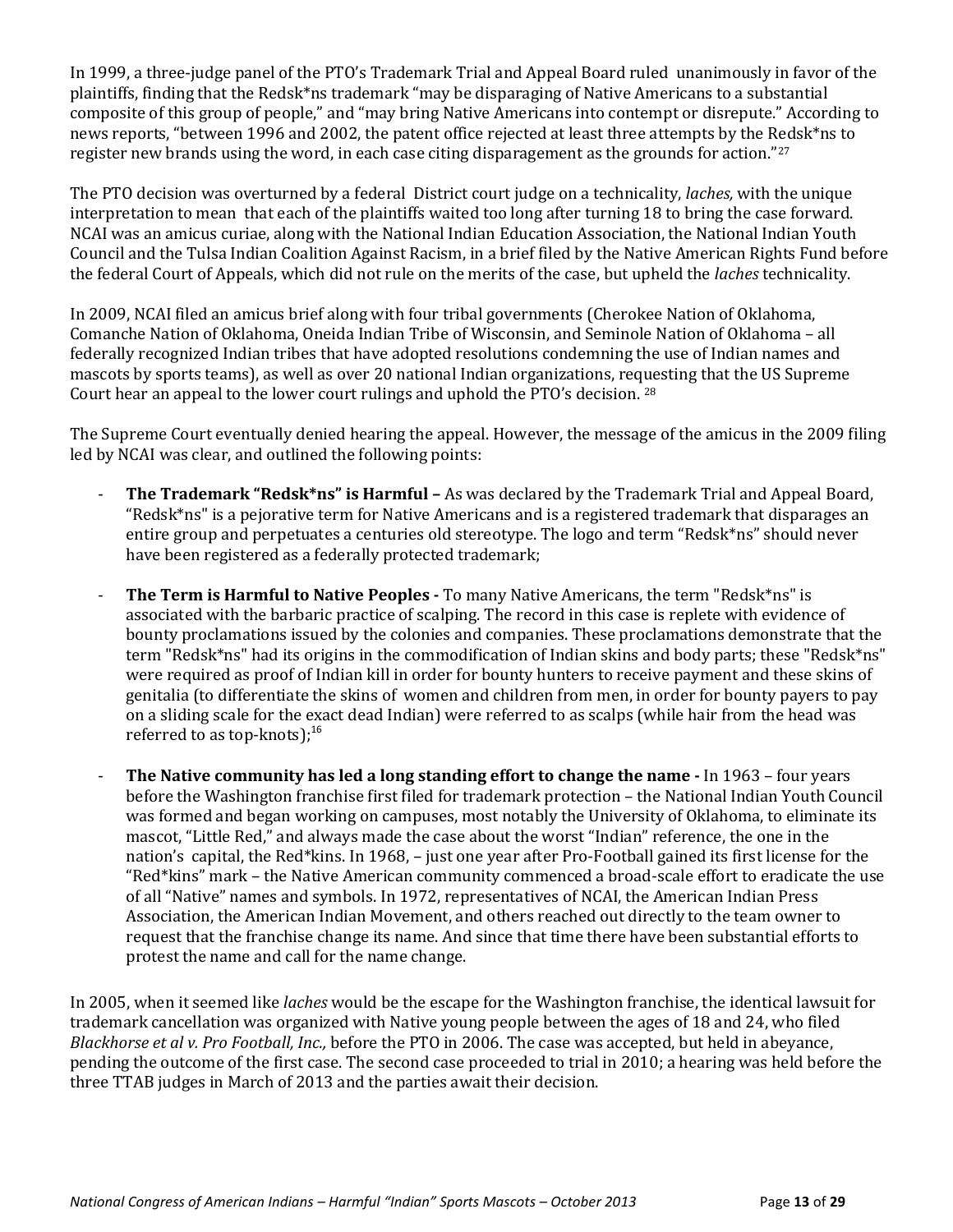In 1999, a three-judge panel of the PTO's Trademark Trial and Appeal Board ruled unanimously in favor of the plaintiffs, finding that the Redsk*ns trademark "may be disparaging of Native Americans to a substantial composite of this group of people," and "may bring Native Americans into contempt or disrepute." According to news reports, "between 1996 and 2002, the patent office rejected at least three attempts by the Redsk*ns to register new brands using the word, in each case citing disparagement as the grounds for action."[27]

The PTO decision was overturned by a federal District court judge on a technicality, *laches,* with the unique interpretation to mean that each of the plaintiffs waited too long after turning 18 to bring the case forward. NCAI was an amicus curiae, along with the National Indian Education Association, the National Indian Youth Council and the Tulsa Indian Coalition Against Racism, in a brief filed by the Native American Rights Fund before the federal Court of Appeals, which did not rule on the merits of the case, but upheld the *laches* technicality.

In 2009, NCAI filed an amicus brief along with four tribal governments (Cherokee Nation of Oklahoma, Comanche Nation of Oklahoma, Oneida Indian Tribe of Wisconsin, and Seminole Nation of Oklahoma – all federally recognized Indian tribes that have adopted resolutions condemning the use of Indian names and mascots by sports teams), as well as over 20 national Indian organizations, requesting that the US Supreme Court hear an appeal to the lower court rulings and uphold the PTO's decision. [28]

The Supreme Court eventually denied hearing the appeal. However, the message of the amicus in the 2009 filing led by NCAI was clear, and outlined the following points:

- **The Trademark "Redsk*ns" is Harmful –** As was declared by the Trademark Trial and Appeal Board, "Redsk*ns" is a pejorative term for Native Americans and is a registered trademark that disparages an entire group and perpetuates a centuries old stereotype. The logo and term "Redsk*ns" should never have been registered as a federally protected trademark;

- **The Term is Harmful to Native Peoples -** To many Native Americans, the term "Redsk*ns" is associated with the barbaric practice of scalping. The record in this case is replete with evidence of bounty proclamations issued by the colonies and companies. These proclamations demonstrate that the term "Redsk*ns" had its origins in the commodification of Indian skins and body parts; these "Redsk*ns" were required as proof of Indian kill in order for bounty hunters to receive payment and these skins of genitalia (to differentiate the skins of women and children from men, in order for bounty payers to pay on a sliding scale for the exact dead Indian) were referred to as scalps (while hair from the head was referred to as top-knots);[16]

- **The Native community has led a long standing effort to change the name -** In 1963 – four years before the Washington franchise first filed for trademark protection – the National Indian Youth Council was formed and began working on campuses, most notably the University of Oklahoma, to eliminate its mascot, "Little Red," and always made the case about the worst "Indian" reference, the one in the nation's capital, the Red*kins. In 1968, – just one year after Pro-Football gained its first license for the "Red*kins" mark – the Native American community commenced a broad-scale effort to eradicate the use of all "Native" names and symbols. In 1972, representatives of NCAI, the American Indian Press Association, the American Indian Movement, and others reached out directly to the team owner to request that the franchise change its name. And since that time there have been substantial efforts to protest the name and call for the name change.

In 2005, when it seemed like *laches* would be the escape for the Washington franchise, the identical lawsuit for trademark cancellation was organized with Native young people between the ages of 18 and 24, who filed *Blackhorse et al v. Pro Football, Inc.,* before the PTO in 2006. The case was accepted, but held in abeyance, pending the outcome of the first case. The second case proceeded to trial in 2010; a hearing was held before the three TTAB judges in March of 2013 and the parties await their decision.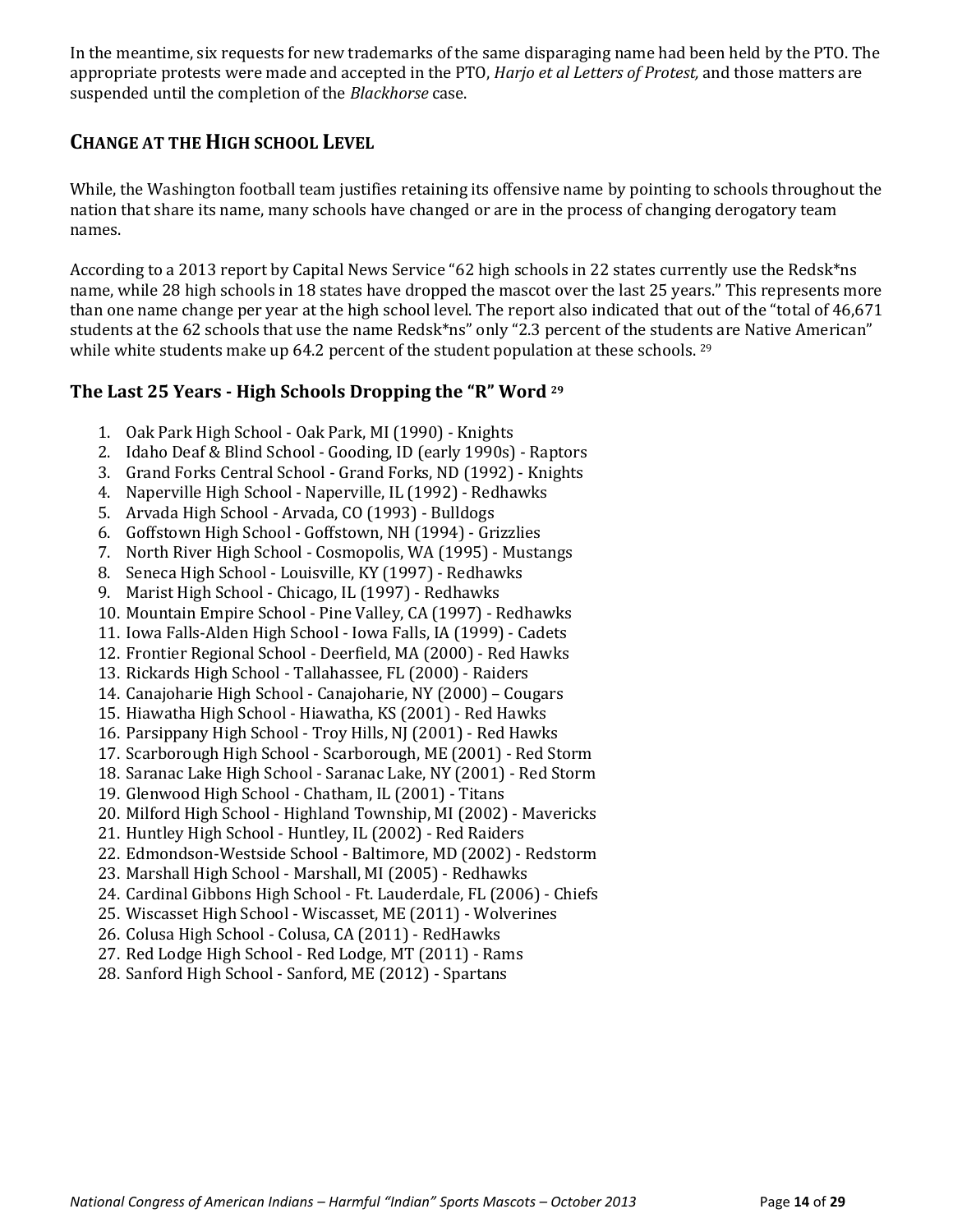In the meantime, six requests for new trademarks of the same disparaging name had been held by the PTO. The appropriate protests were made and accepted in the PTO, *Harjo et al Letters of Protest,* and those matters are suspended until the completion of the *Blackhorse* case.

## CHANGE AT THE HIGH SCHOOL LEVEL

While, the Washington football team justifies retaining its offensive name by pointing to schools throughout the nation that share its name, many schools have changed or are in the process of changing derogatory team names.

According to a 2013 report by Capital News Service "62 high schools in 22 states currently use the Redsk*ns name, while 28 high schools in 18 states have dropped the mascot over the last 25 years." This represents more than one name change per year at the high school level. The report also indicated that out of the "total of 46,671 students at the 62 schools that use the name Redsk*ns" only "2.3 percent of the students are Native American" while white students make up 64.2 percent of the student population at these schools. [29]

### The Last 25 Years - High Schools Dropping the "R" Word [29]

1. Oak Park High School - Oak Park, MI (1990) - Knights
2. Idaho Deaf & Blind School - Gooding, ID (early 1990s) - Raptors
3. Grand Forks Central School - Grand Forks, ND (1992) - Knights
4. Naperville High School - Naperville, IL (1992) - Redhawks
5. Arvada High School - Arvada, CO (1993) - Bulldogs
6. Goffstown High School - Goffstown, NH (1994) - Grizzlies
7. North River High School - Cosmopolis, WA (1995) - Mustangs
8. Seneca High School - Louisville, KY (1997) - Redhawks
9. Marist High School - Chicago, IL (1997) - Redhawks
10. Mountain Empire School - Pine Valley, CA (1997) - Redhawks
11. Iowa Falls-Alden High School - Iowa Falls, IA (1999) - Cadets
12. Frontier Regional School - Deerfield, MA (2000) - Red Hawks
13. Rickards High School - Tallahassee, FL (2000) - Raiders
14. Canajoharie High School - Canajoharie, NY (2000) – Cougars
15. Hiawatha High School - Hiawatha, KS (2001) - Red Hawks
16. Parsippany High School - Troy Hills, NJ (2001) - Red Hawks
17. Scarborough High School - Scarborough, ME (2001) - Red Storm
18. Saranac Lake High School - Saranac Lake, NY (2001) - Red Storm
19. Glenwood High School - Chatham, IL (2001) - Titans
20. Milford High School - Highland Township, MI (2002) - Mavericks
21. Huntley High School - Huntley, IL (2002) - Red Raiders
22. Edmondson-Westside School - Baltimore, MD (2002) - Redstorm
23. Marshall High School - Marshall, MI (2005) - Redhawks
24. Cardinal Gibbons High School - Ft. Lauderdale, FL (2006) - Chiefs
25. Wiscasset High School - Wiscasset, ME (2011) - Wolverines
26. Colusa High School - Colusa, CA (2011) - RedHawks
27. Red Lodge High School - Red Lodge, MT (2011) - Rams
28. Sanford High School - Sanford, ME (2012) - Spartans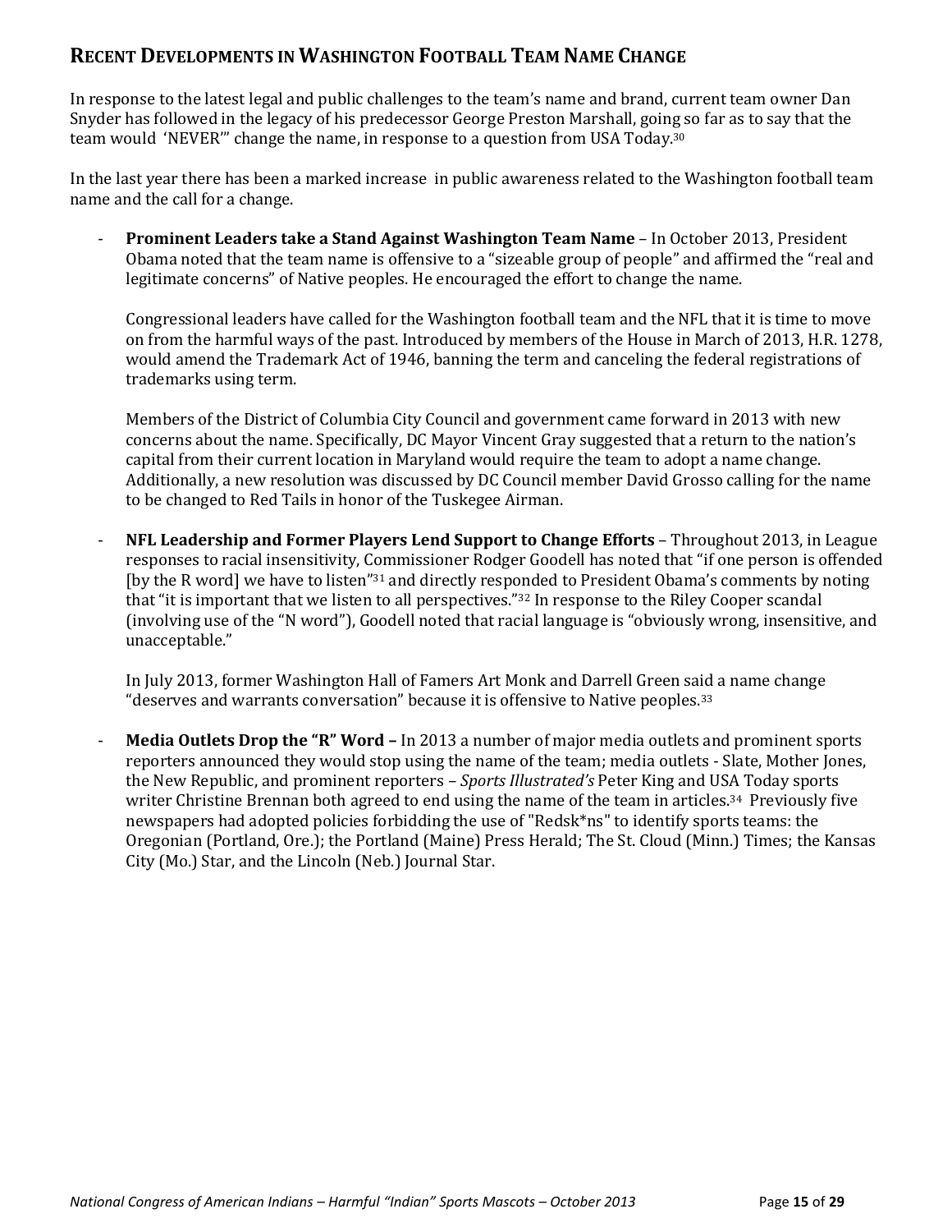## Recent Developments in Washington Football Team Name Change

In response to the latest legal and public challenges to the team's name and brand, current team owner Dan Snyder has followed in the legacy of his predecessor George Preston Marshall, going so far as to say that the team would 'NEVER'" change the name, in response to a question from USA Today.[30]

In the last year there has been a marked increase in public awareness related to the Washington football team name and the call for a change.

- **Prominent Leaders take a Stand Against Washington Team Name** – In October 2013, President Obama noted that the team name is offensive to a "sizeable group of people" and affirmed the "real and legitimate concerns" of Native peoples. He encouraged the effort to change the name.

  Congressional leaders have called for the Washington football team and the NFL that it is time to move on from the harmful ways of the past. Introduced by members of the House in March of 2013, H.R. 1278, would amend the Trademark Act of 1946, banning the term and canceling the federal registrations of trademarks using term.

  Members of the District of Columbia City Council and government came forward in 2013 with new concerns about the name. Specifically, DC Mayor Vincent Gray suggested that a return to the nation's capital from their current location in Maryland would require the team to adopt a name change. Additionally, a new resolution was discussed by DC Council member David Grosso calling for the name to be changed to Red Tails in honor of the Tuskegee Airman.

- **NFL Leadership and Former Players Lend Support to Change Efforts** – Throughout 2013, in League responses to racial insensitivity, Commissioner Rodger Goodell has noted that "if one person is offended [by the R word] we have to listen"[31] and directly responded to President Obama's comments by noting that "it is important that we listen to all perspectives."[32] In response to the Riley Cooper scandal (involving use of the "N word"), Goodell noted that racial language is "obviously wrong, insensitive, and unacceptable."

  In July 2013, former Washington Hall of Famers Art Monk and Darrell Green said a name change "deserves and warrants conversation" because it is offensive to Native peoples.[33]

- **Media Outlets Drop the "R" Word –** In 2013 a number of major media outlets and prominent sports reporters announced they would stop using the name of the team; media outlets - Slate, Mother Jones, the New Republic, and prominent reporters – *Sports Illustrated's* Peter King and USA Today sports writer Christine Brennan both agreed to end using the name of the team in articles.[34] Previously five newspapers had adopted policies forbidding the use of "Redsk*ns" to identify sports teams: the Oregonian (Portland, Ore.); the Portland (Maine) Press Herald; The St. Cloud (Minn.) Times; the Kansas City (Mo.) Star, and the Lincoln (Neb.) Journal Star.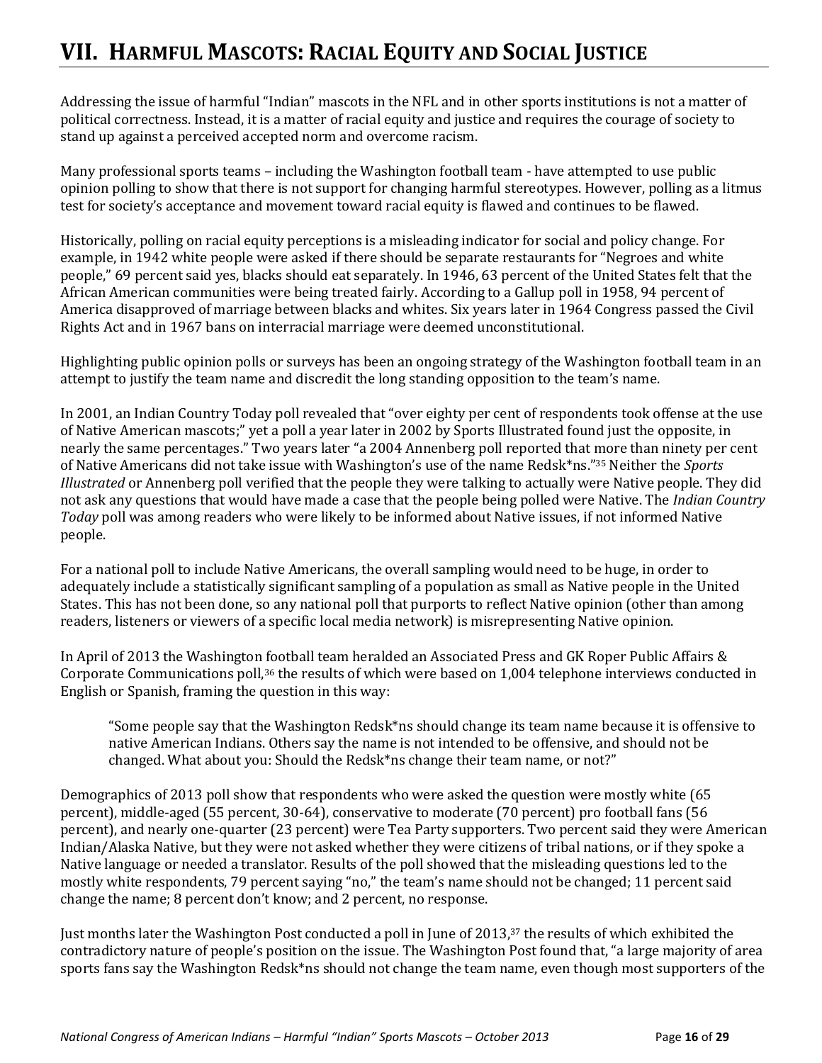# VII. Harmful Mascots: Racial Equity and Social Justice

Addressing the issue of harmful "Indian" mascots in the NFL and in other sports institutions is not a matter of political correctness. Instead, it is a matter of racial equity and justice and requires the courage of society to stand up against a perceived accepted norm and overcome racism.

Many professional sports teams – including the Washington football team - have attempted to use public opinion polling to show that there is not support for changing harmful stereotypes. However, polling as a litmus test for society's acceptance and movement toward racial equity is flawed and continues to be flawed.

Historically, polling on racial equity perceptions is a misleading indicator for social and policy change. For example, in 1942 white people were asked if there should be separate restaurants for "Negroes and white people," 69 percent said yes, blacks should eat separately. In 1946, 63 percent of the United States felt that the African American communities were being treated fairly. According to a Gallup poll in 1958, 94 percent of America disapproved of marriage between blacks and whites. Six years later in 1964 Congress passed the Civil Rights Act and in 1967 bans on interracial marriage were deemed unconstitutional.

Highlighting public opinion polls or surveys has been an ongoing strategy of the Washington football team in an attempt to justify the team name and discredit the long standing opposition to the team's name.

In 2001, an Indian Country Today poll revealed that "over eighty per cent of respondents took offense at the use of Native American mascots;" yet a poll a year later in 2002 by Sports Illustrated found just the opposite, in nearly the same percentages." Two years later "a 2004 Annenberg poll reported that more than ninety per cent of Native Americans did not take issue with Washington's use of the name Redsk*ns."[35] Neither the *Sports Illustrated* or Annenberg poll verified that the people they were talking to actually were Native people. They did not ask any questions that would have made a case that the people being polled were Native. The *Indian Country Today* poll was among readers who were likely to be informed about Native issues, if not informed Native people.

For a national poll to include Native Americans, the overall sampling would need to be huge, in order to adequately include a statistically significant sampling of a population as small as Native people in the United States. This has not been done, so any national poll that purports to reflect Native opinion (other than among readers, listeners or viewers of a specific local media network) is misrepresenting Native opinion.

In April of 2013 the Washington football team heralded an Associated Press and GK Roper Public Affairs & Corporate Communications poll,[36] the results of which were based on 1,004 telephone interviews conducted in English or Spanish, framing the question in this way:

> "Some people say that the Washington Redsk*ns should change its team name because it is offensive to native American Indians. Others say the name is not intended to be offensive, and should not be changed. What about you: Should the Redsk*ns change their team name, or not?"

Demographics of 2013 poll show that respondents who were asked the question were mostly white (65 percent), middle-aged (55 percent, 30-64), conservative to moderate (70 percent) pro football fans (56 percent), and nearly one-quarter (23 percent) were Tea Party supporters. Two percent said they were American Indian/Alaska Native, but they were not asked whether they were citizens of tribal nations, or if they spoke a Native language or needed a translator. Results of the poll showed that the misleading questions led to the mostly white respondents, 79 percent saying "no," the team's name should not be changed; 11 percent said change the name; 8 percent don't know; and 2 percent, no response.

Just months later the Washington Post conducted a poll in June of 2013,[37] the results of which exhibited the contradictory nature of people's position on the issue. The Washington Post found that, "a large majority of area sports fans say the Washington Redsk*ns should not change the team name, even though most supporters of the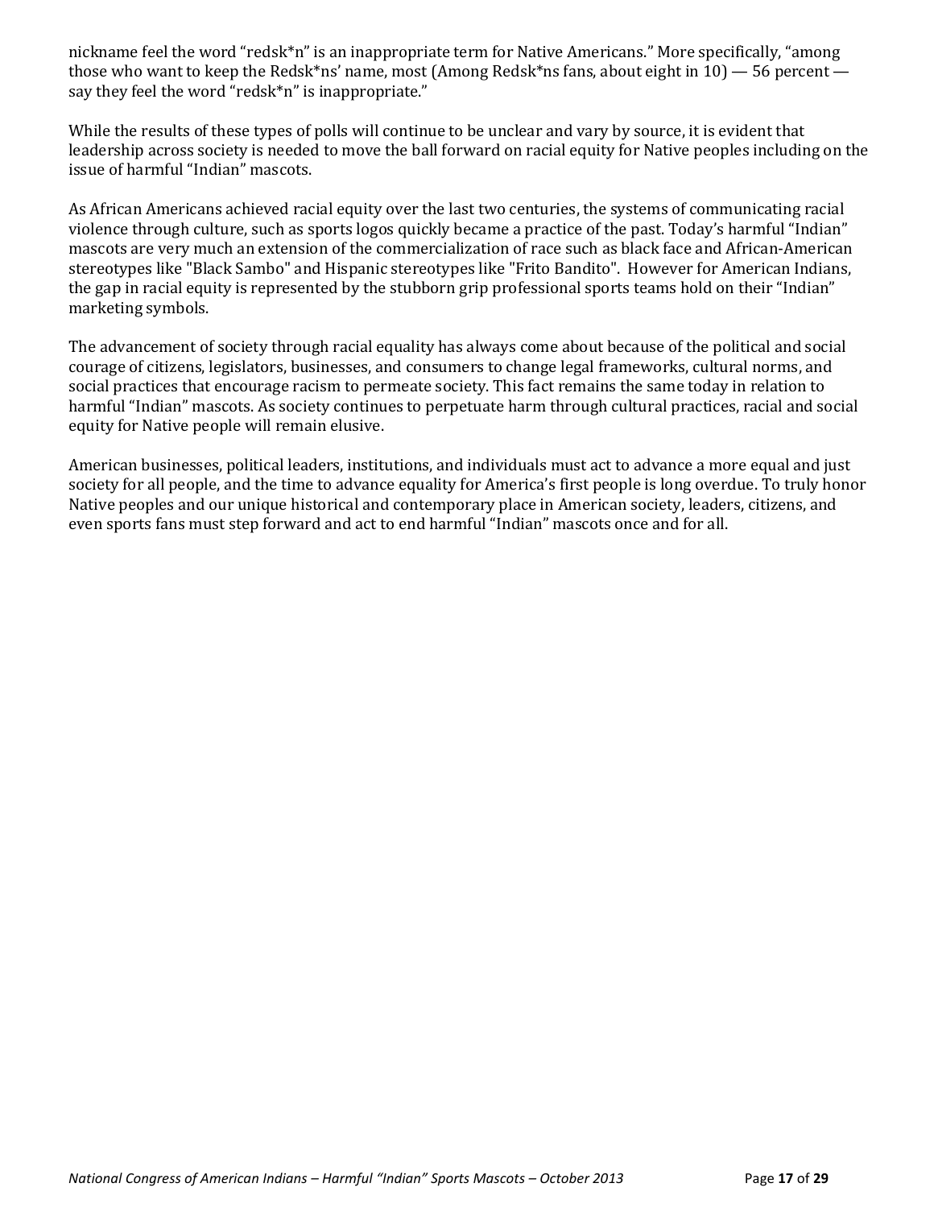nickname feel the word “redsk*n” is an inappropriate term for Native Americans.” More specifically, “among those who want to keep the Redsk*ns’ name, most (Among Redsk*ns fans, about eight in 10) — 56 percent — say they feel the word “redsk*n” is inappropriate.”

While the results of these types of polls will continue to be unclear and vary by source, it is evident that leadership across society is needed to move the ball forward on racial equity for Native peoples including on the issue of harmful “Indian” mascots.

As African Americans achieved racial equity over the last two centuries, the systems of communicating racial violence through culture, such as sports logos quickly became a practice of the past. Today’s harmful “Indian” mascots are very much an extension of the commercialization of race such as black face and African-American stereotypes like "Black Sambo" and Hispanic stereotypes like "Frito Bandito". However for American Indians, the gap in racial equity is represented by the stubborn grip professional sports teams hold on their “Indian” marketing symbols.

The advancement of society through racial equality has always come about because of the political and social courage of citizens, legislators, businesses, and consumers to change legal frameworks, cultural norms, and social practices that encourage racism to permeate society. This fact remains the same today in relation to harmful “Indian” mascots. As society continues to perpetuate harm through cultural practices, racial and social equity for Native people will remain elusive.

American businesses, political leaders, institutions, and individuals must act to advance a more equal and just society for all people, and the time to advance equality for America’s first people is long overdue. To truly honor Native peoples and our unique historical and contemporary place in American society, leaders, citizens, and even sports fans must step forward and act to end harmful “Indian” mascots once and for all.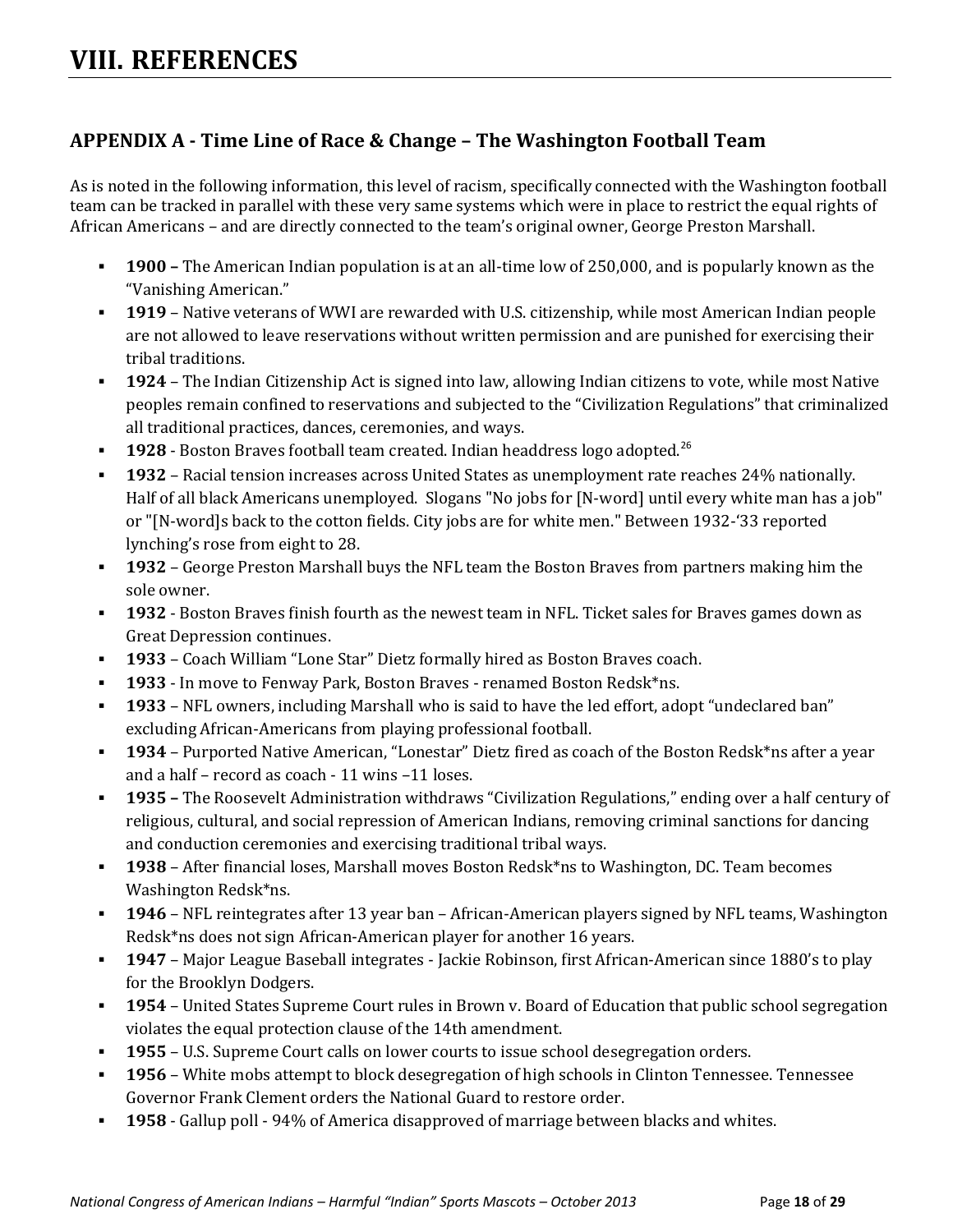# VIII. REFERENCES

## APPENDIX A - Time Line of Race & Change – The Washington Football Team

As is noted in the following information, this level of racism, specifically connected with the Washington football team can be tracked in parallel with these very same systems which were in place to restrict the equal rights of African Americans – and are directly connected to the team's original owner, George Preston Marshall.

- **1900 –** The American Indian population is at an all-time low of 250,000, and is popularly known as the "Vanishing American."
- **1919** – Native veterans of WWI are rewarded with U.S. citizenship, while most American Indian people are not allowed to leave reservations without written permission and are punished for exercising their tribal traditions.
- **1924** – The Indian Citizenship Act is signed into law, allowing Indian citizens to vote, while most Native peoples remain confined to reservations and subjected to the "Civilization Regulations" that criminalized all traditional practices, dances, ceremonies, and ways.
- **1928** - Boston Braves football team created. Indian headdress logo adopted.[26]
- **1932** – Racial tension increases across United States as unemployment rate reaches 24% nationally. Half of all black Americans unemployed. Slogans "No jobs for [N-word] until every white man has a job" or "[N-word]s back to the cotton fields. City jobs are for white men." Between 1932-'33 reported lynching's rose from eight to 28.
- **1932** – George Preston Marshall buys the NFL team the Boston Braves from partners making him the sole owner.
- **1932** - Boston Braves finish fourth as the newest team in NFL. Ticket sales for Braves games down as Great Depression continues.
- **1933** – Coach William "Lone Star" Dietz formally hired as Boston Braves coach.
- **1933** - In move to Fenway Park, Boston Braves - renamed Boston Redsk*ns.
- **1933** – NFL owners, including Marshall who is said to have the led effort, adopt "undeclared ban" excluding African-Americans from playing professional football.
- **1934** – Purported Native American, "Lonestar" Dietz fired as coach of the Boston Redsk*ns after a year and a half – record as coach - 11 wins –11 loses.
- **1935 –** The Roosevelt Administration withdraws "Civilization Regulations," ending over a half century of religious, cultural, and social repression of American Indians, removing criminal sanctions for dancing and conduction ceremonies and exercising traditional tribal ways.
- **1938** – After financial loses, Marshall moves Boston Redsk*ns to Washington, DC. Team becomes Washington Redsk*ns.
- **1946** – NFL reintegrates after 13 year ban – African-American players signed by NFL teams, Washington Redsk*ns does not sign African-American player for another 16 years.
- **1947** – Major League Baseball integrates - Jackie Robinson, first African-American since 1880's to play for the Brooklyn Dodgers.
- **1954** – United States Supreme Court rules in Brown v. Board of Education that public school segregation violates the equal protection clause of the 14th amendment.
- **1955** – U.S. Supreme Court calls on lower courts to issue school desegregation orders.
- **1956** – White mobs attempt to block desegregation of high schools in Clinton Tennessee. Tennessee Governor Frank Clement orders the National Guard to restore order.
- **1958** - Gallup poll - 94% of America disapproved of marriage between blacks and whites.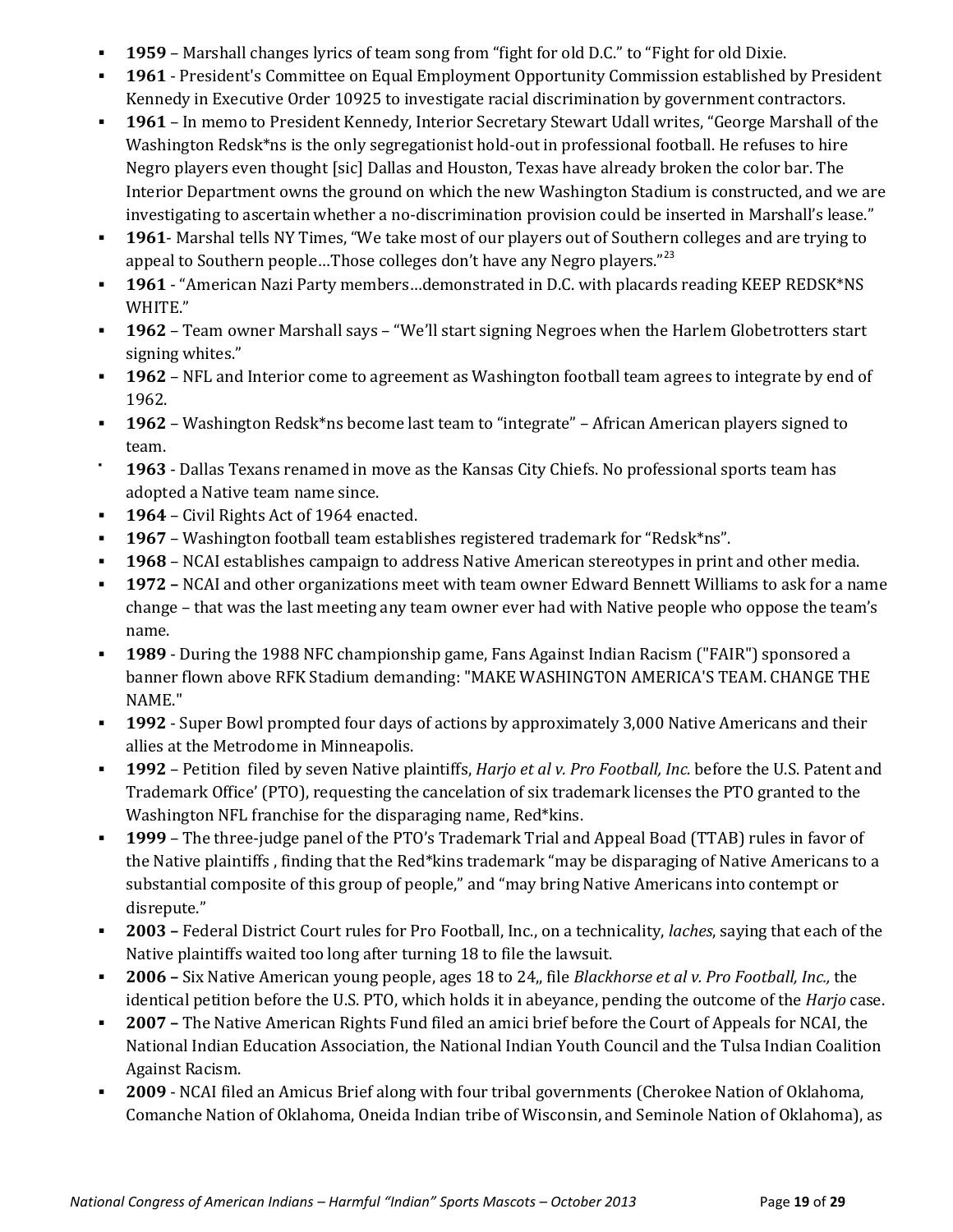- **1959** – Marshall changes lyrics of team song from "fight for old D.C." to "Fight for old Dixie.
- **1961** - President's Committee on Equal Employment Opportunity Commission established by President Kennedy in Executive Order 10925 to investigate racial discrimination by government contractors.
- **1961** – In memo to President Kennedy, Interior Secretary Stewart Udall writes, "George Marshall of the Washington Redsk*ns is the only segregationist hold-out in professional football. He refuses to hire Negro players even thought [sic] Dallas and Houston, Texas have already broken the color bar. The Interior Department owns the ground on which the new Washington Stadium is constructed, and we are investigating to ascertain whether a no-discrimination provision could be inserted in Marshall's lease."
- **1961**- Marshal tells NY Times, "We take most of our players out of Southern colleges and are trying to appeal to Southern people…Those colleges don't have any Negro players."[23]
- **1961** - "American Nazi Party members…demonstrated in D.C. with placards reading KEEP REDSK*NS WHITE."
- **1962** – Team owner Marshall says – "We'll start signing Negroes when the Harlem Globetrotters start signing whites."
- **1962** – NFL and Interior come to agreement as Washington football team agrees to integrate by end of 1962.
- **1962** – Washington Redsk*ns become last team to "integrate" – African American players signed to team.
- **1963** - Dallas Texans renamed in move as the Kansas City Chiefs. No professional sports team has adopted a Native team name since.
- **1964** – Civil Rights Act of 1964 enacted.
- **1967** – Washington football team establishes registered trademark for "Redsk*ns".
- **1968** – NCAI establishes campaign to address Native American stereotypes in print and other media.
- **1972 –** NCAI and other organizations meet with team owner Edward Bennett Williams to ask for a name change – that was the last meeting any team owner ever had with Native people who oppose the team's name.
- **1989** - During the 1988 NFC championship game, Fans Against Indian Racism ("FAIR") sponsored a banner flown above RFK Stadium demanding: "MAKE WASHINGTON AMERICA'S TEAM. CHANGE THE NAME."
- **1992** - Super Bowl prompted four days of actions by approximately 3,000 Native Americans and their allies at the Metrodome in Minneapolis.
- **1992** – Petition filed by seven Native plaintiffs, *Harjo et al v. Pro Football, Inc.* before the U.S. Patent and Trademark Office' (PTO), requesting the cancelation of six trademark licenses the PTO granted to the Washington NFL franchise for the disparaging name, Red*kins.
- **1999** – The three-judge panel of the PTO's Trademark Trial and Appeal Boad (TTAB) rules in favor of the Native plaintiffs , finding that the Red*kins trademark "may be disparaging of Native Americans to a substantial composite of this group of people," and "may bring Native Americans into contempt or disrepute."
- **2003 –** Federal District Court rules for Pro Football, Inc., on a technicality, *laches*, saying that each of the Native plaintiffs waited too long after turning 18 to file the lawsuit.
- **2006 –** Six Native American young people, ages 18 to 24,, file *Blackhorse et al v. Pro Football, Inc.,* the identical petition before the U.S. PTO, which holds it in abeyance, pending the outcome of the *Harjo* case.
- **2007 –** The Native American Rights Fund filed an amici brief before the Court of Appeals for NCAI, the National Indian Education Association, the National Indian Youth Council and the Tulsa Indian Coalition Against Racism.
- **2009** - NCAI filed an Amicus Brief along with four tribal governments (Cherokee Nation of Oklahoma, Comanche Nation of Oklahoma, Oneida Indian tribe of Wisconsin, and Seminole Nation of Oklahoma), as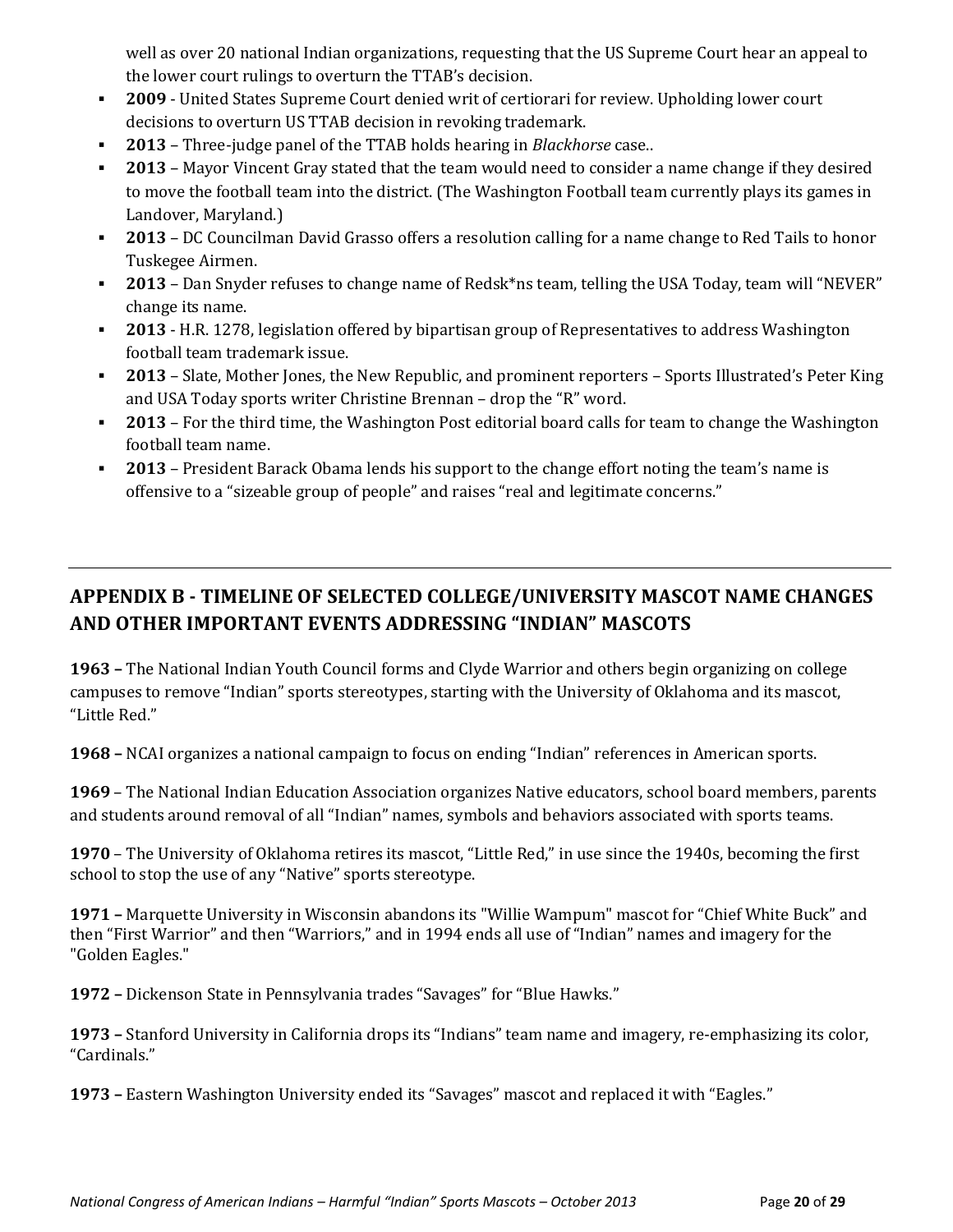well as over 20 national Indian organizations, requesting that the US Supreme Court hear an appeal to the lower court rulings to overturn the TTAB's decision.

- **2009** - United States Supreme Court denied writ of certiorari for review. Upholding lower court decisions to overturn US TTAB decision in revoking trademark.
- **2013** – Three-judge panel of the TTAB holds hearing in *Blackhorse* case..
- **2013** – Mayor Vincent Gray stated that the team would need to consider a name change if they desired to move the football team into the district. (The Washington Football team currently plays its games in Landover, Maryland.)
- **2013** – DC Councilman David Grasso offers a resolution calling for a name change to Red Tails to honor Tuskegee Airmen.
- **2013** – Dan Snyder refuses to change name of Redsk*ns team, telling the USA Today, team will "NEVER" change its name.
- **2013** - H.R. 1278, legislation offered by bipartisan group of Representatives to address Washington football team trademark issue.
- **2013** – Slate, Mother Jones, the New Republic, and prominent reporters – Sports Illustrated's Peter King and USA Today sports writer Christine Brennan – drop the "R" word.
- **2013** – For the third time, the Washington Post editorial board calls for team to change the Washington football team name.
- **2013** – President Barack Obama lends his support to the change effort noting the team's name is offensive to a "sizeable group of people" and raises "real and legitimate concerns."

---

## APPENDIX B - TIMELINE OF SELECTED COLLEGE/UNIVERSITY MASCOT NAME CHANGES AND OTHER IMPORTANT EVENTS ADDRESSING "INDIAN" MASCOTS

**1963 –** The National Indian Youth Council forms and Clyde Warrior and others begin organizing on college campuses to remove "Indian" sports stereotypes, starting with the University of Oklahoma and its mascot, "Little Red."

**1968 –** NCAI organizes a national campaign to focus on ending "Indian" references in American sports.

**1969** – The National Indian Education Association organizes Native educators, school board members, parents and students around removal of all "Indian" names, symbols and behaviors associated with sports teams.

**1970** – The University of Oklahoma retires its mascot, "Little Red," in use since the 1940s, becoming the first school to stop the use of any "Native" sports stereotype.

**1971 –** Marquette University in Wisconsin abandons its "Willie Wampum" mascot for "Chief White Buck" and then "First Warrior" and then "Warriors," and in 1994 ends all use of "Indian" names and imagery for the "Golden Eagles."

**1972 –** Dickenson State in Pennsylvania trades "Savages" for "Blue Hawks."

**1973 –** Stanford University in California drops its "Indians" team name and imagery, re-emphasizing its color, "Cardinals."

**1973 –** Eastern Washington University ended its "Savages" mascot and replaced it with "Eagles."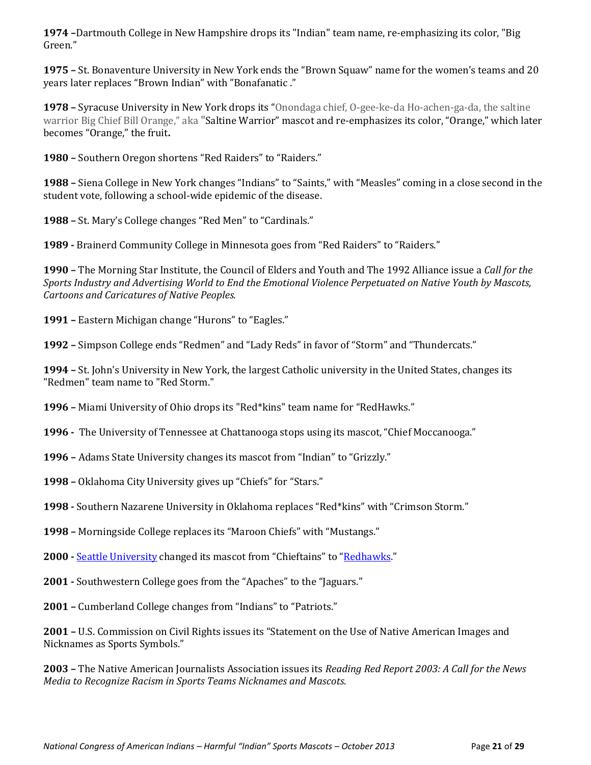**1974 –**Dartmouth College in New Hampshire drops its "Indian" team name, re-emphasizing its color, "Big Green."

**1975 –** St. Bonaventure University in New York ends the "Brown Squaw" name for the women's teams and 20 years later replaces "Brown Indian" with "Bonafanatic ."

**1978 –** Syracuse University in New York drops its "Onondaga chief, O-gee-ke-da Ho-achen-ga-da, the saltine warrior Big Chief Bill Orange," aka "Saltine Warrior" mascot and re-emphasizes its color, "Orange," which later becomes "Orange," the fruit**.**

**1980 –** Southern Oregon shortens "Red Raiders" to "Raiders."

**1988 –** Siena College in New York changes "Indians" to "Saints," with "Measles" coming in a close second in the student vote, following a school-wide epidemic of the disease.

**1988 –** St. Mary's College changes "Red Men" to "Cardinals."

**1989 -** Brainerd Community College in Minnesota goes from "Red Raiders" to "Raiders."

**1990 –** The Morning Star Institute, the Council of Elders and Youth and The 1992 Alliance issue a *Call for the Sports Industry and Advertising World to End the Emotional Violence Perpetuated on Native Youth by Mascots, Cartoons and Caricatures of Native Peoples.*

**1991 –** Eastern Michigan change "Hurons" to "Eagles."

**1992 –** Simpson College ends "Redmen" and "Lady Reds" in favor of "Storm" and "Thundercats."

**1994 –** St. John's University in New York, the largest Catholic university in the United States, changes its "Redmen" team name to "Red Storm."

**1996 –** Miami University of Ohio drops its "Red*kins" team name for "RedHawks."

**1996 -** The University of Tennessee at Chattanooga stops using its mascot, "Chief Moccanooga."

**1996 –** Adams State University changes its mascot from "Indian" to "Grizzly."

**1998 –** Oklahoma City University gives up "Chiefs" for "Stars."

**1998 -** Southern Nazarene University in Oklahoma replaces "Red*kins" with "Crimson Storm."

**1998 –** Morningside College replaces its "Maroon Chiefs" with "Mustangs."

**2000 -** Seattle University changed its mascot from "Chieftains" to "Redhawks."

**2001 -** Southwestern College goes from the "Apaches" to the "Jaguars."

**2001 –** Cumberland College changes from "Indians" to "Patriots."

**2001 –** U.S. Commission on Civil Rights issues its "Statement on the Use of Native American Images and Nicknames as Sports Symbols."

**2003 –** The Native American Journalists Association issues its *Reading Red Report 2003: A Call for the News Media to Recognize Racism in Sports Teams Nicknames and Mascots.*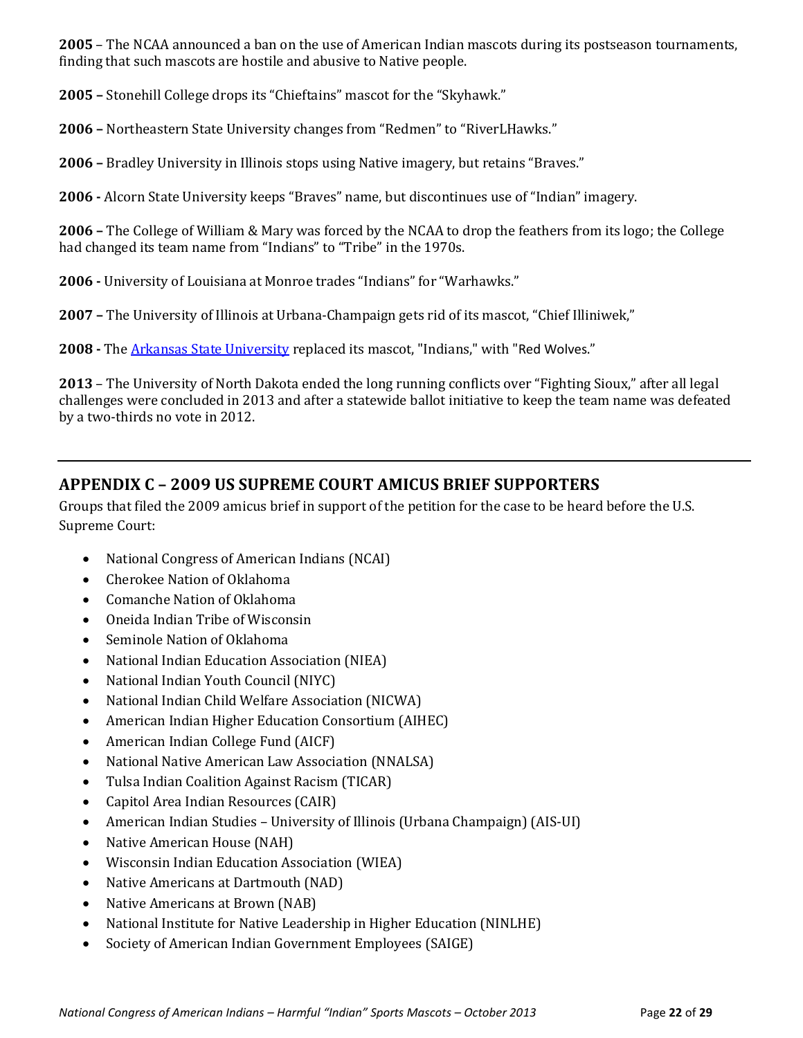**2005** – The NCAA announced a ban on the use of American Indian mascots during its postseason tournaments, finding that such mascots are hostile and abusive to Native people.

**2005 –** Stonehill College drops its "Chieftains" mascot for the "Skyhawk."

**2006 –** Northeastern State University changes from "Redmen" to "RiverLHawks."

**2006 –** Bradley University in Illinois stops using Native imagery, but retains "Braves."

**2006 -** Alcorn State University keeps "Braves" name, but discontinues use of "Indian" imagery.

**2006 –** The College of William & Mary was forced by the NCAA to drop the feathers from its logo; the College had changed its team name from "Indians" to "Tribe" in the 1970s.

**2006 -** University of Louisiana at Monroe trades "Indians" for "Warhawks."

**2007 –** The University of Illinois at Urbana-Champaign gets rid of its mascot, "Chief Illiniwek,"

**2008 -** The Arkansas State University replaced its mascot, "Indians," with "Red Wolves."

**2013** – The University of North Dakota ended the long running conflicts over "Fighting Sioux," after all legal challenges were concluded in 2013 and after a statewide ballot initiative to keep the team name was defeated by a two-thirds no vote in 2012.

---

## APPENDIX C – 2009 US SUPREME COURT AMICUS BRIEF SUPPORTERS

Groups that filed the 2009 amicus brief in support of the petition for the case to be heard before the U.S. Supreme Court:

- National Congress of American Indians (NCAI)
- Cherokee Nation of Oklahoma
- Comanche Nation of Oklahoma
- Oneida Indian Tribe of Wisconsin
- Seminole Nation of Oklahoma
- National Indian Education Association (NIEA)
- National Indian Youth Council (NIYC)
- National Indian Child Welfare Association (NICWA)
- American Indian Higher Education Consortium (AIHEC)
- American Indian College Fund (AICF)
- National Native American Law Association (NNALSA)
- Tulsa Indian Coalition Against Racism (TICAR)
- Capitol Area Indian Resources (CAIR)
- American Indian Studies – University of Illinois (Urbana Champaign) (AIS-UI)
- Native American House (NAH)
- Wisconsin Indian Education Association (WIEA)
- Native Americans at Dartmouth (NAD)
- Native Americans at Brown (NAB)
- National Institute for Native Leadership in Higher Education (NINLHE)
- Society of American Indian Government Employees (SAIGE)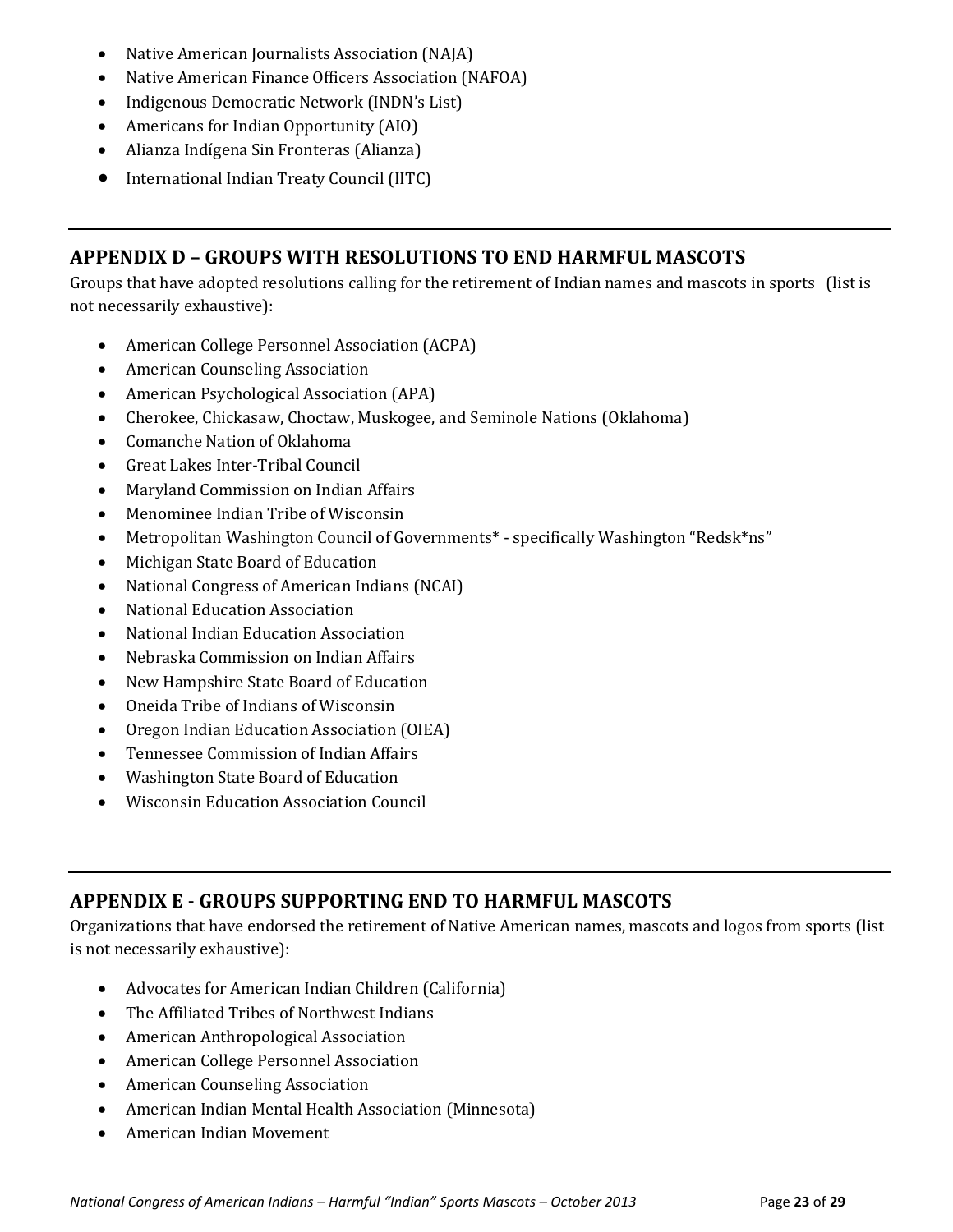- Native American Journalists Association (NAJA)
- Native American Finance Officers Association (NAFOA)
- Indigenous Democratic Network (INDN's List)
- Americans for Indian Opportunity (AIO)
- Alianza Indígena Sin Fronteras (Alianza)
- International Indian Treaty Council (IITC)

---

## APPENDIX D – GROUPS WITH RESOLUTIONS TO END HARMFUL MASCOTS

Groups that have adopted resolutions calling for the retirement of Indian names and mascots in sports (list is not necessarily exhaustive):

- American College Personnel Association (ACPA)
- American Counseling Association
- American Psychological Association (APA)
- Cherokee, Chickasaw, Choctaw, Muskogee, and Seminole Nations (Oklahoma)
- Comanche Nation of Oklahoma
- Great Lakes Inter-Tribal Council
- Maryland Commission on Indian Affairs
- Menominee Indian Tribe of Wisconsin
- Metropolitan Washington Council of Governments* - specifically Washington "Redsk*ns"
- Michigan State Board of Education
- National Congress of American Indians (NCAI)
- National Education Association
- National Indian Education Association
- Nebraska Commission on Indian Affairs
- New Hampshire State Board of Education
- Oneida Tribe of Indians of Wisconsin
- Oregon Indian Education Association (OIEA)
- Tennessee Commission of Indian Affairs
- Washington State Board of Education
- Wisconsin Education Association Council

---

## APPENDIX E - GROUPS SUPPORTING END TO HARMFUL MASCOTS

Organizations that have endorsed the retirement of Native American names, mascots and logos from sports (list is not necessarily exhaustive):

- Advocates for American Indian Children (California)
- The Affiliated Tribes of Northwest Indians
- American Anthropological Association
- American College Personnel Association
- American Counseling Association
- American Indian Mental Health Association (Minnesota)
- American Indian Movement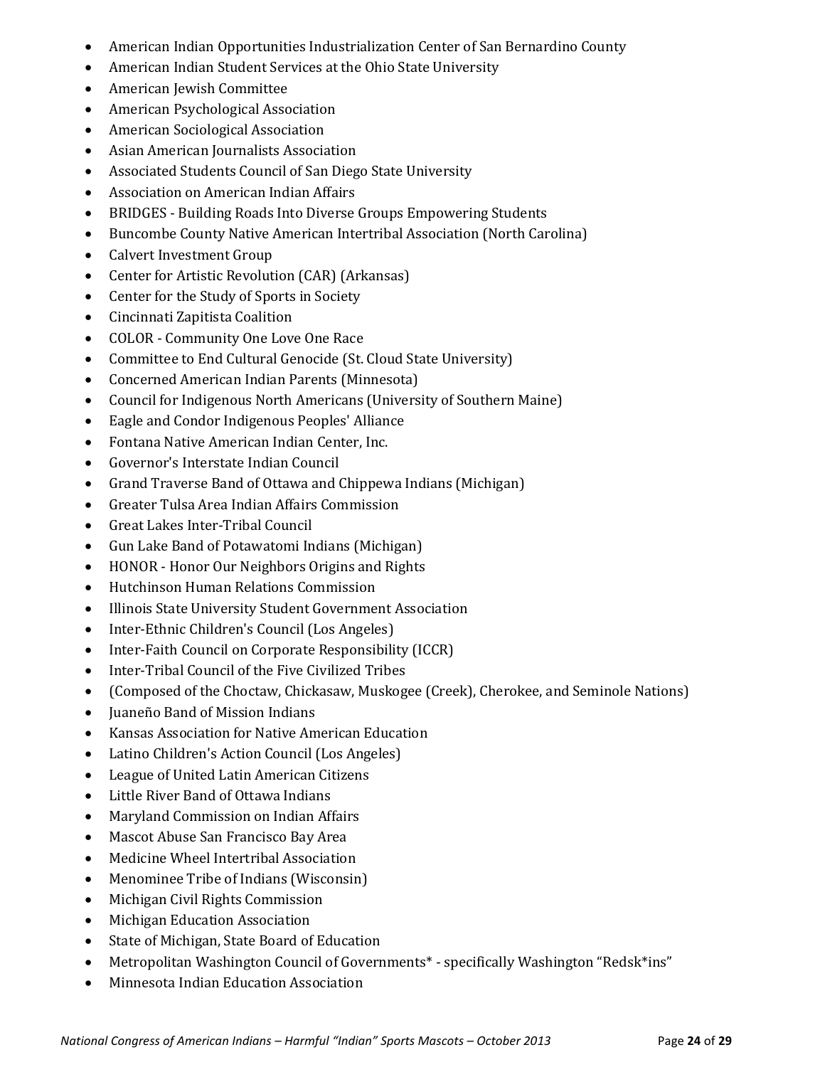- American Indian Opportunities Industrialization Center of San Bernardino County
- American Indian Student Services at the Ohio State University
- American Jewish Committee
- American Psychological Association
- American Sociological Association
- Asian American Journalists Association
- Associated Students Council of San Diego State University
- Association on American Indian Affairs
- BRIDGES - Building Roads Into Diverse Groups Empowering Students
- Buncombe County Native American Intertribal Association (North Carolina)
- Calvert Investment Group
- Center for Artistic Revolution (CAR) (Arkansas)
- Center for the Study of Sports in Society
- Cincinnati Zapitista Coalition
- COLOR - Community One Love One Race
- Committee to End Cultural Genocide (St. Cloud State University)
- Concerned American Indian Parents (Minnesota)
- Council for Indigenous North Americans (University of Southern Maine)
- Eagle and Condor Indigenous Peoples' Alliance
- Fontana Native American Indian Center, Inc.
- Governor's Interstate Indian Council
- Grand Traverse Band of Ottawa and Chippewa Indians (Michigan)
- Greater Tulsa Area Indian Affairs Commission
- Great Lakes Inter-Tribal Council
- Gun Lake Band of Potawatomi Indians (Michigan)
- HONOR - Honor Our Neighbors Origins and Rights
- Hutchinson Human Relations Commission
- Illinois State University Student Government Association
- Inter-Ethnic Children's Council (Los Angeles)
- Inter-Faith Council on Corporate Responsibility (ICCR)
- Inter-Tribal Council of the Five Civilized Tribes
- (Composed of the Choctaw, Chickasaw, Muskogee (Creek), Cherokee, and Seminole Nations)
- Juaneño Band of Mission Indians
- Kansas Association for Native American Education
- Latino Children's Action Council (Los Angeles)
- League of United Latin American Citizens
- Little River Band of Ottawa Indians
- Maryland Commission on Indian Affairs
- Mascot Abuse San Francisco Bay Area
- Medicine Wheel Intertribal Association
- Menominee Tribe of Indians (Wisconsin)
- Michigan Civil Rights Commission
- Michigan Education Association
- State of Michigan, State Board of Education
- Metropolitan Washington Council of Governments* - specifically Washington "Redsk*ins"
- Minnesota Indian Education Association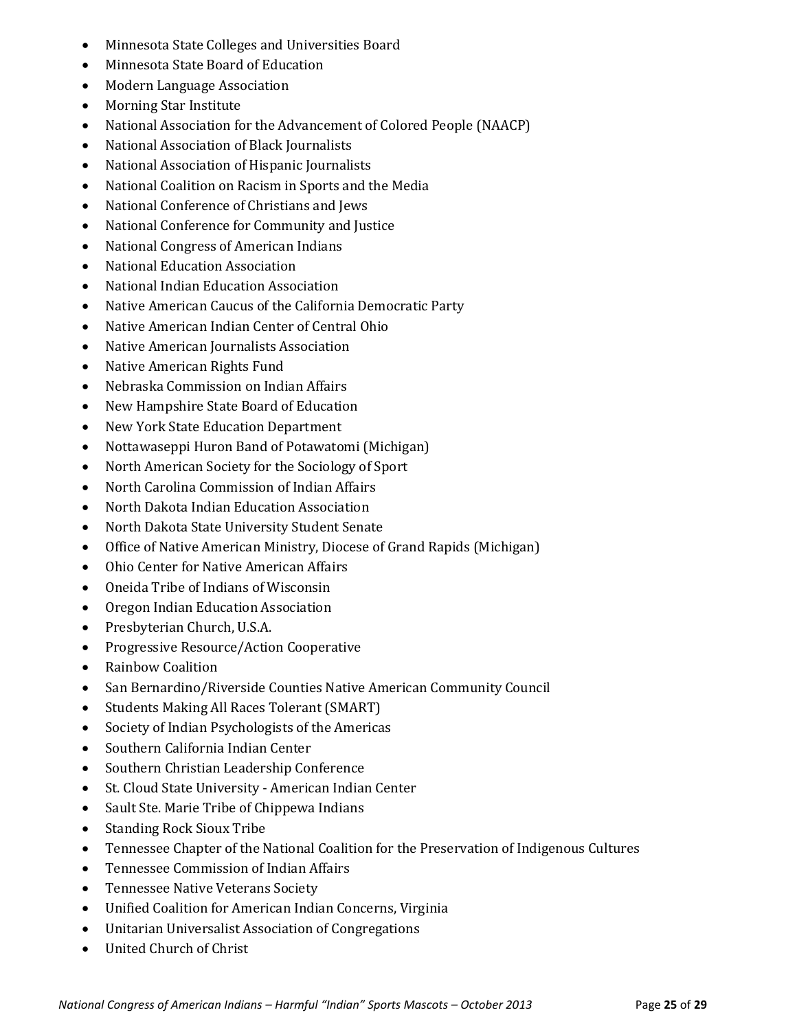- Minnesota State Colleges and Universities Board
- Minnesota State Board of Education
- Modern Language Association
- Morning Star Institute
- National Association for the Advancement of Colored People (NAACP)
- National Association of Black Journalists
- National Association of Hispanic Journalists
- National Coalition on Racism in Sports and the Media
- National Conference of Christians and Jews
- National Conference for Community and Justice
- National Congress of American Indians
- National Education Association
- National Indian Education Association
- Native American Caucus of the California Democratic Party
- Native American Indian Center of Central Ohio
- Native American Journalists Association
- Native American Rights Fund
- Nebraska Commission on Indian Affairs
- New Hampshire State Board of Education
- New York State Education Department
- Nottawaseppi Huron Band of Potawatomi (Michigan)
- North American Society for the Sociology of Sport
- North Carolina Commission of Indian Affairs
- North Dakota Indian Education Association
- North Dakota State University Student Senate
- Office of Native American Ministry, Diocese of Grand Rapids (Michigan)
- Ohio Center for Native American Affairs
- Oneida Tribe of Indians of Wisconsin
- Oregon Indian Education Association
- Presbyterian Church, U.S.A.
- Progressive Resource/Action Cooperative
- Rainbow Coalition
- San Bernardino/Riverside Counties Native American Community Council
- Students Making All Races Tolerant (SMART)
- Society of Indian Psychologists of the Americas
- Southern California Indian Center
- Southern Christian Leadership Conference
- St. Cloud State University - American Indian Center
- Sault Ste. Marie Tribe of Chippewa Indians
- Standing Rock Sioux Tribe
- Tennessee Chapter of the National Coalition for the Preservation of Indigenous Cultures
- Tennessee Commission of Indian Affairs
- Tennessee Native Veterans Society
- Unified Coalition for American Indian Concerns, Virginia
- Unitarian Universalist Association of Congregations
- United Church of Christ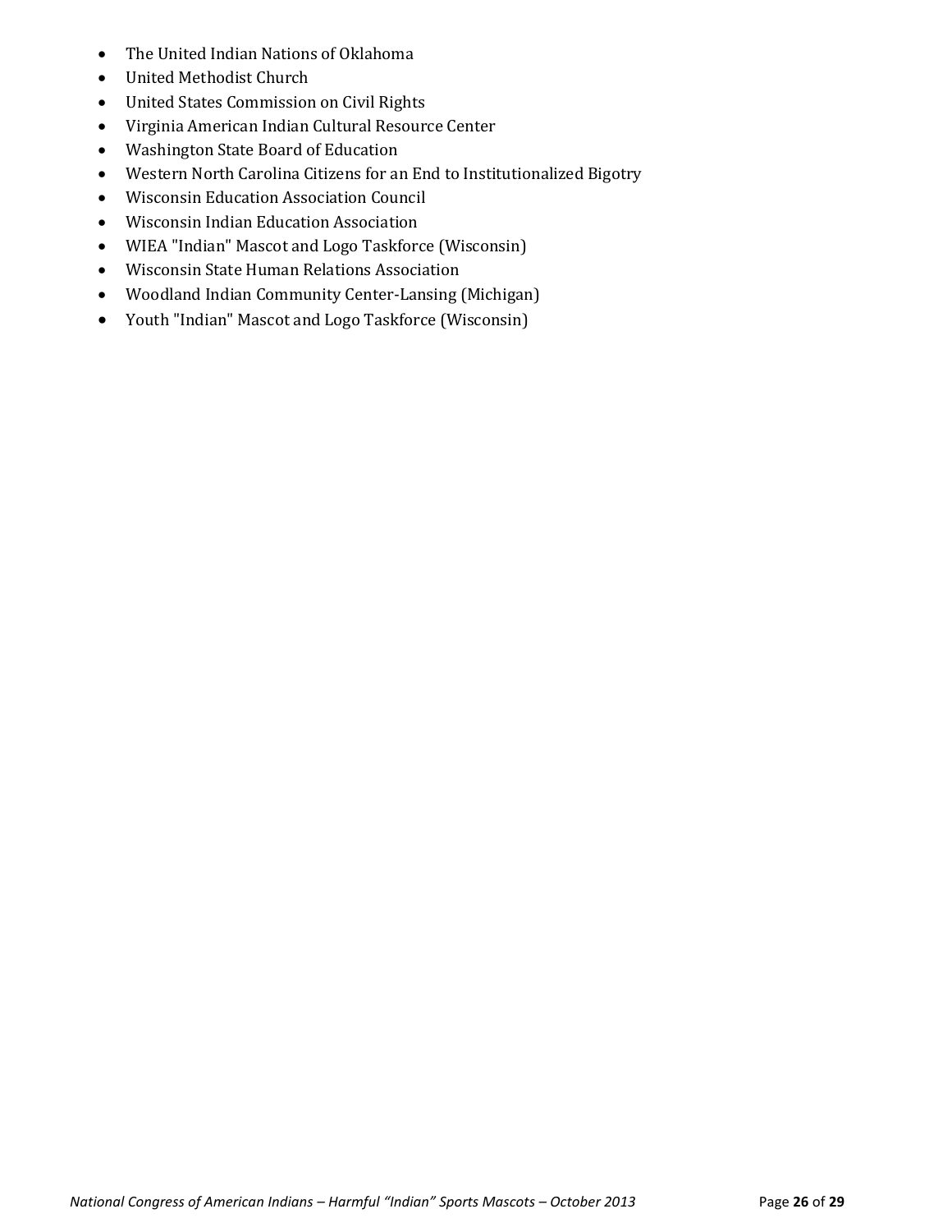- The United Indian Nations of Oklahoma
- United Methodist Church
- United States Commission on Civil Rights
- Virginia American Indian Cultural Resource Center
- Washington State Board of Education
- Western North Carolina Citizens for an End to Institutionalized Bigotry
- Wisconsin Education Association Council
- Wisconsin Indian Education Association
- WIEA "Indian" Mascot and Logo Taskforce (Wisconsin)
- Wisconsin State Human Relations Association
- Woodland Indian Community Center-Lansing (Michigan)
- Youth "Indian" Mascot and Logo Taskforce (Wisconsin)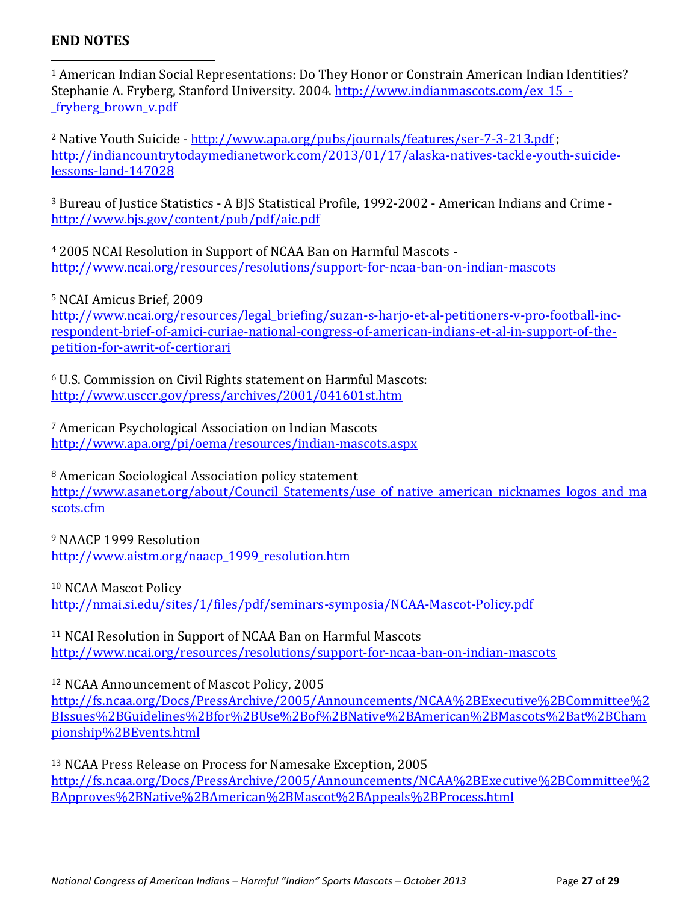## END NOTES

[1] American Indian Social Representations: Do They Honor or Constrain American Indian Identities? Stephanie A. Fryberg, Stanford University. 2004. http://www.indianmascots.com/ex_15_-_fryberg_brown_v.pdf

[2] Native Youth Suicide - http://www.apa.org/pubs/journals/features/ser-7-3-213.pdf ; http://indiancountrytodaymedianetwork.com/2013/01/17/alaska-natives-tackle-youth-suicide-lessons-land-147028

[3] Bureau of Justice Statistics - A BJS Statistical Profile, 1992-2002 - American Indians and Crime - http://www.bjs.gov/content/pub/pdf/aic.pdf

[4] 2005 NCAI Resolution in Support of NCAA Ban on Harmful Mascots - http://www.ncai.org/resources/resolutions/support-for-ncaa-ban-on-indian-mascots

[5] NCAI Amicus Brief, 2009 http://www.ncai.org/resources/legal_briefing/suzan-s-harjo-et-al-petitioners-v-pro-football-inc-respondent-brief-of-amici-curiae-national-congress-of-american-indians-et-al-in-support-of-the-petition-for-awrit-of-certiorari

[6] U.S. Commission on Civil Rights statement on Harmful Mascots: http://www.usccr.gov/press/archives/2001/041601st.htm

[7] American Psychological Association on Indian Mascots http://www.apa.org/pi/oema/resources/indian-mascots.aspx

[8] American Sociological Association policy statement http://www.asanet.org/about/Council_Statements/use_of_native_american_nicknames_logos_and_mascots.cfm

[9] NAACP 1999 Resolution http://www.aistm.org/naacp_1999_resolution.htm

[10] NCAA Mascot Policy http://nmai.si.edu/sites/1/files/pdf/seminars-symposia/NCAA-Mascot-Policy.pdf

[11] NCAI Resolution in Support of NCAA Ban on Harmful Mascots http://www.ncai.org/resources/resolutions/support-for-ncaa-ban-on-indian-mascots

[12] NCAA Announcement of Mascot Policy, 2005 http://fs.ncaa.org/Docs/PressArchive/2005/Announcements/NCAA%2BExecutive%2BCommittee%2BIssues%2BGuidelines%2Bfor%2BUse%2Bof%2BNative%2BAmerican%2BMascots%2Bat%2BChampionship%2BEvents.html

[13] NCAA Press Release on Process for Namesake Exception, 2005 http://fs.ncaa.org/Docs/PressArchive/2005/Announcements/NCAA%2BExecutive%2BCommittee%2BApproves%2BNative%2BAmerican%2BMascot%2BAppeals%2BProcess.html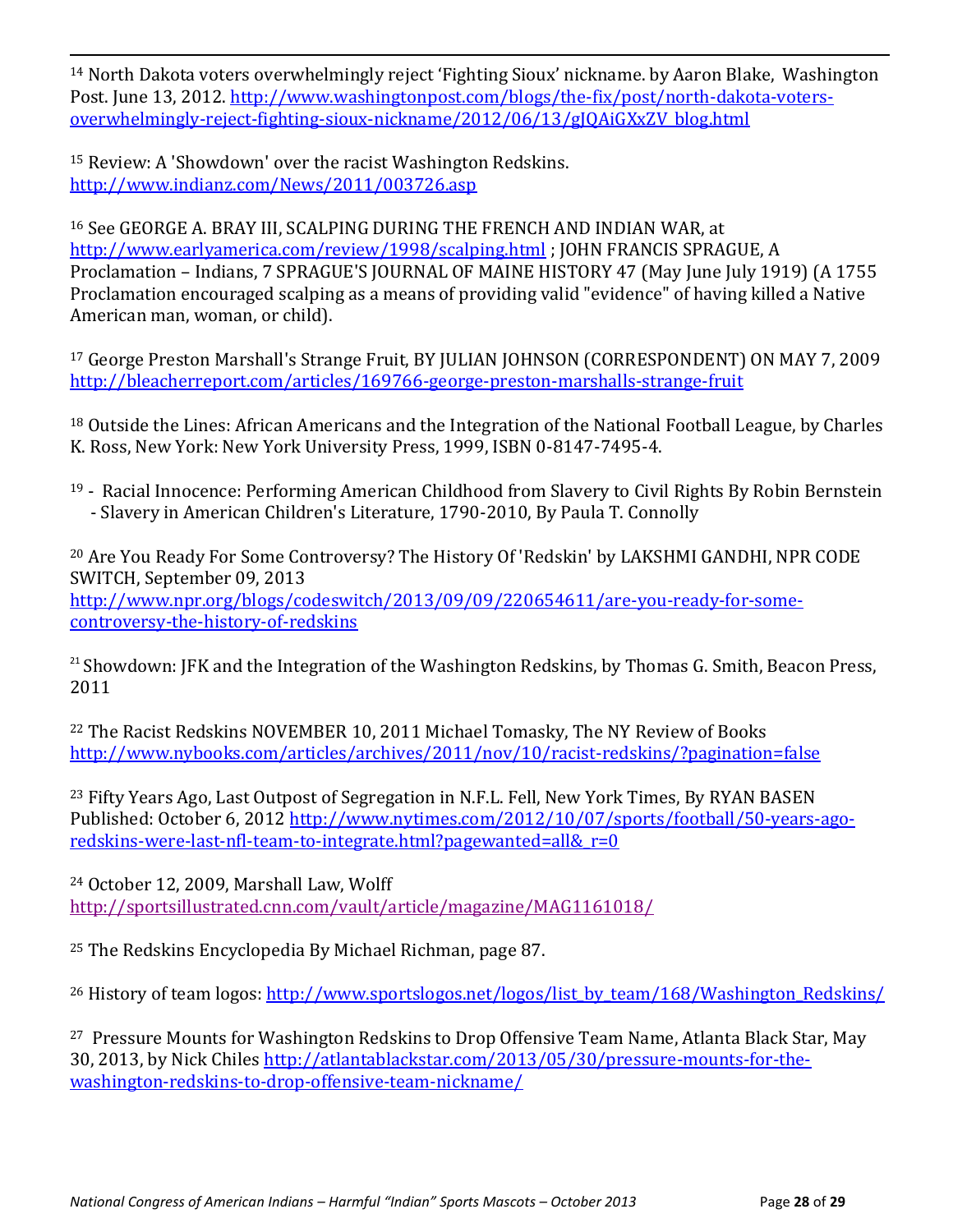[14] North Dakota voters overwhelmingly reject 'Fighting Sioux' nickname. by Aaron Blake, Washington Post. June 13, 2012. http://www.washingtonpost.com/blogs/the-fix/post/north-dakota-voters-overwhelmingly-reject-fighting-sioux-nickname/2012/06/13/gJQAiGXxZV_blog.html

[15] Review: A 'Showdown' over the racist Washington Redskins. http://www.indianz.com/News/2011/003726.asp

[16] See GEORGE A. BRAY III, SCALPING DURING THE FRENCH AND INDIAN WAR, at http://www.earlyamerica.com/review/1998/scalping.html ; JOHN FRANCIS SPRAGUE, A Proclamation – Indians, 7 SPRAGUE'S JOURNAL OF MAINE HISTORY 47 (May June July 1919) (A 1755 Proclamation encouraged scalping as a means of providing valid "evidence" of having killed a Native American man, woman, or child).

[17] George Preston Marshall's Strange Fruit, BY JULIAN JOHNSON (CORRESPONDENT) ON MAY 7, 2009 http://bleacherreport.com/articles/169766-george-preston-marshalls-strange-fruit

[18] Outside the Lines: African Americans and the Integration of the National Football League, by Charles K. Ross, New York: New York University Press, 1999, ISBN 0-8147-7495-4.

[19] - Racial Innocence: Performing American Childhood from Slavery to Civil Rights By Robin Bernstein
- Slavery in American Children's Literature, 1790-2010, By Paula T. Connolly

[20] Are You Ready For Some Controversy? The History Of 'Redskin' by LAKSHMI GANDHI, NPR CODE SWITCH, September 09, 2013 http://www.npr.org/blogs/codeswitch/2013/09/09/220654611/are-you-ready-for-some-controversy-the-history-of-redskins

[21] Showdown: JFK and the Integration of the Washington Redskins, by Thomas G. Smith, Beacon Press, 2011

[22] The Racist Redskins NOVEMBER 10, 2011 Michael Tomasky, The NY Review of Books http://www.nybooks.com/articles/archives/2011/nov/10/racist-redskins/?pagination=false

[23] Fifty Years Ago, Last Outpost of Segregation in N.F.L. Fell, New York Times, By RYAN BASEN Published: October 6, 2012 http://www.nytimes.com/2012/10/07/sports/football/50-years-ago-redskins-were-last-nfl-team-to-integrate.html?pagewanted=all&_r=0

[24] October 12, 2009, Marshall Law, Wolff http://sportsillustrated.cnn.com/vault/article/magazine/MAG1161018/

[25] The Redskins Encyclopedia By Michael Richman, page 87.

[26] History of team logos: http://www.sportslogos.net/logos/list_by_team/168/Washington_Redskins/

[27] Pressure Mounts for Washington Redskins to Drop Offensive Team Name, Atlanta Black Star, May 30, 2013, by Nick Chiles http://atlantablackstar.com/2013/05/30/pressure-mounts-for-the-washington-redskins-to-drop-offensive-team-nickname/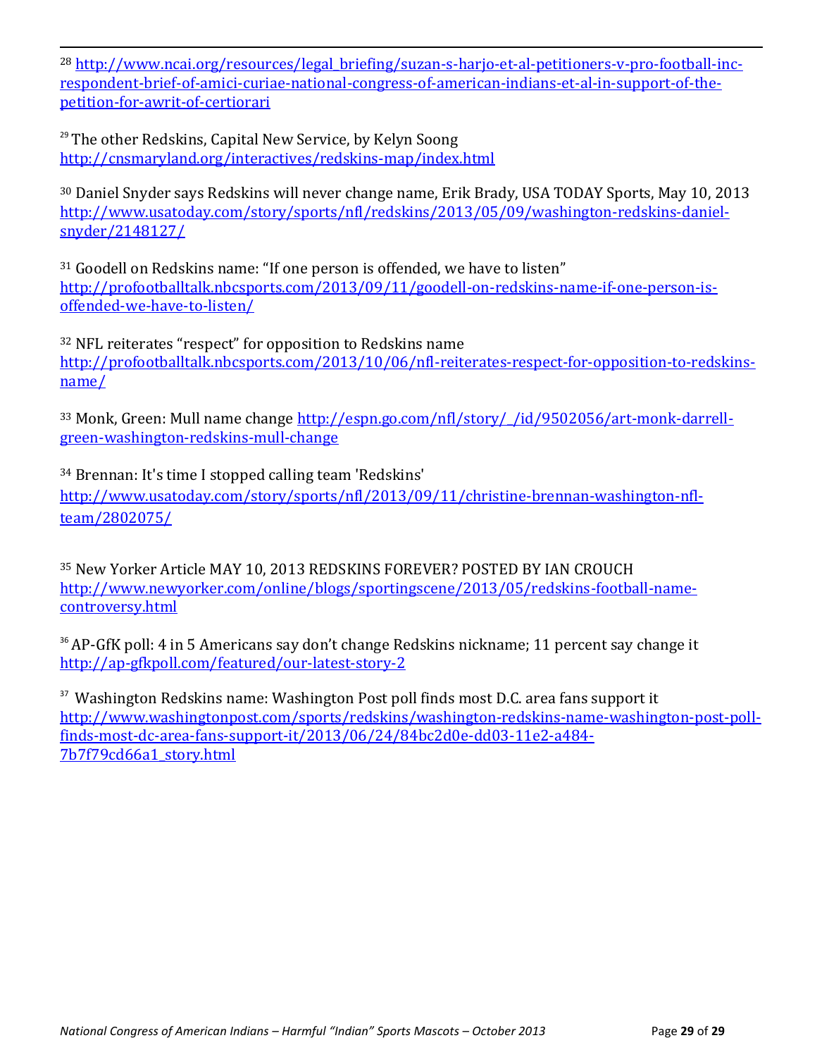[28] http://www.ncai.org/resources/legal_briefing/suzan-s-harjo-et-al-petitioners-v-pro-football-inc-respondent-brief-of-amici-curiae-national-congress-of-american-indians-et-al-in-support-of-the-petition-for-awrit-of-certiorari

[29] The other Redskins, Capital New Service, by Kelyn Soong
http://cnsmaryland.org/interactives/redskins-map/index.html

[30] Daniel Snyder says Redskins will never change name, Erik Brady, USA TODAY Sports, May 10, 2013
http://www.usatoday.com/story/sports/nfl/redskins/2013/05/09/washington-redskins-daniel-snyder/2148127/

[31] Goodell on Redskins name: "If one person is offended, we have to listen"
http://profootballtalk.nbcsports.com/2013/09/11/goodell-on-redskins-name-if-one-person-is-offended-we-have-to-listen/

[32] NFL reiterates "respect" for opposition to Redskins name
http://profootballtalk.nbcsports.com/2013/10/06/nfl-reiterates-respect-for-opposition-to-redskins-name/

[33] Monk, Green: Mull name change http://espn.go.com/nfl/story/_/id/9502056/art-monk-darrell-green-washington-redskins-mull-change

[34] Brennan: It's time I stopped calling team 'Redskins'
http://www.usatoday.com/story/sports/nfl/2013/09/11/christine-brennan-washington-nfl-team/2802075/

[35] New Yorker Article MAY 10, 2013 REDSKINS FOREVER? POSTED BY IAN CROUCH
http://www.newyorker.com/online/blogs/sportingscene/2013/05/redskins-football-name-controversy.html

[36] AP-GfK poll: 4 in 5 Americans say don't change Redskins nickname; 11 percent say change it
http://ap-gfkpoll.com/featured/our-latest-story-2

[37] Washington Redskins name: Washington Post poll finds most D.C. area fans support it
http://www.washingtonpost.com/sports/redskins/washington-redskins-name-washington-post-poll-finds-most-dc-area-fans-support-it/2013/06/24/84bc2d0e-dd03-11e2-a484-7b7f79cd66a1_story.html